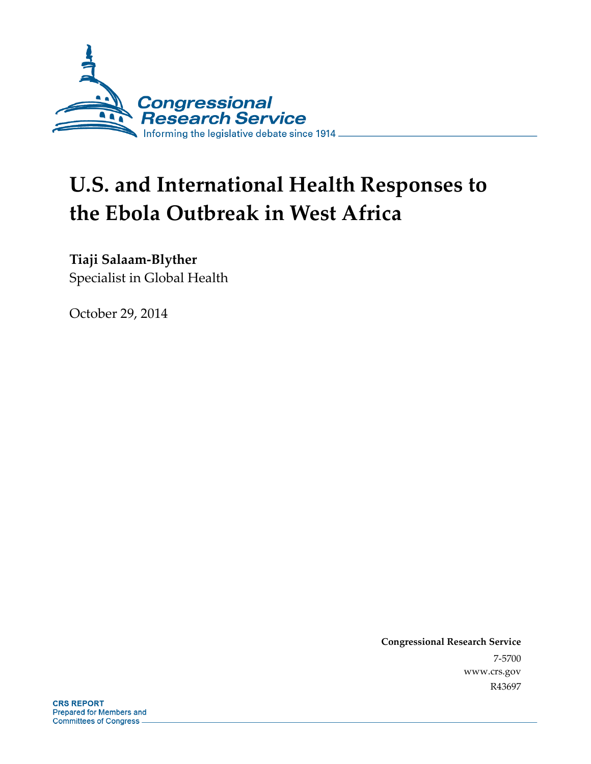Congressional Research Service

Informing the legislative debate since 1914

# U.S. and International Health Responses to the Ebola Outbreak in West Africa

**Tiaji Salaam-Blyther**
Specialist in Global Health

October 29, 2014

**Congressional Research Service**
7-5700
www.crs.gov
R43697

**CRS REPORT**
Prepared for Members and
Committees of Congress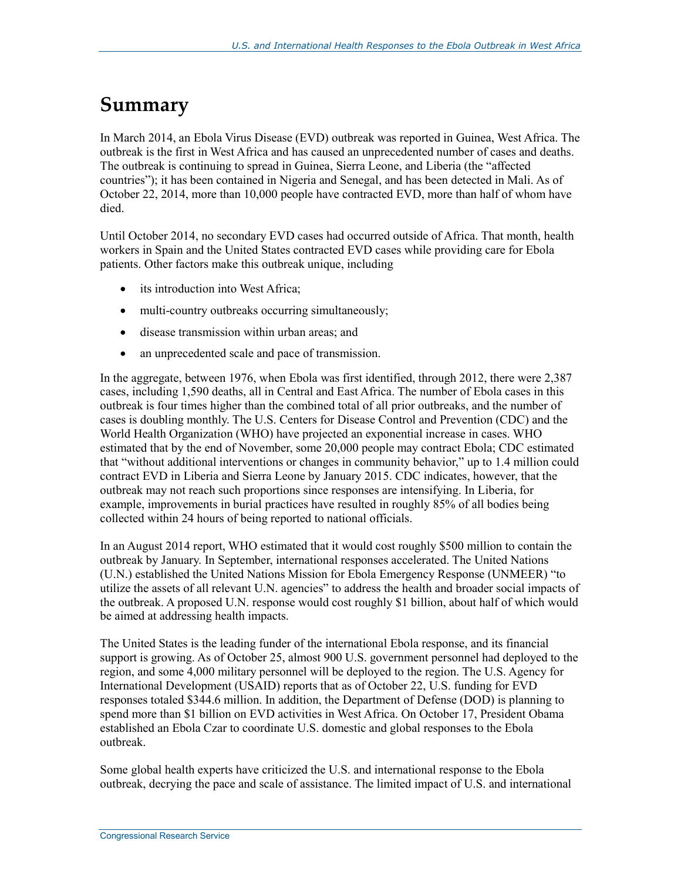# Summary

In March 2014, an Ebola Virus Disease (EVD) outbreak was reported in Guinea, West Africa. The outbreak is the first in West Africa and has caused an unprecedented number of cases and deaths. The outbreak is continuing to spread in Guinea, Sierra Leone, and Liberia (the "affected countries"); it has been contained in Nigeria and Senegal, and has been detected in Mali. As of October 22, 2014, more than 10,000 people have contracted EVD, more than half of whom have died.

Until October 2014, no secondary EVD cases had occurred outside of Africa. That month, health workers in Spain and the United States contracted EVD cases while providing care for Ebola patients. Other factors make this outbreak unique, including

- its introduction into West Africa;
- multi-country outbreaks occurring simultaneously;
- disease transmission within urban areas; and
- an unprecedented scale and pace of transmission.

In the aggregate, between 1976, when Ebola was first identified, through 2012, there were 2,387 cases, including 1,590 deaths, all in Central and East Africa. The number of Ebola cases in this outbreak is four times higher than the combined total of all prior outbreaks, and the number of cases is doubling monthly. The U.S. Centers for Disease Control and Prevention (CDC) and the World Health Organization (WHO) have projected an exponential increase in cases. WHO estimated that by the end of November, some 20,000 people may contract Ebola; CDC estimated that "without additional interventions or changes in community behavior," up to 1.4 million could contract EVD in Liberia and Sierra Leone by January 2015. CDC indicates, however, that the outbreak may not reach such proportions since responses are intensifying. In Liberia, for example, improvements in burial practices have resulted in roughly 85% of all bodies being collected within 24 hours of being reported to national officials.

In an August 2014 report, WHO estimated that it would cost roughly $500 million to contain the outbreak by January. In September, international responses accelerated. The United Nations (U.N.) established the United Nations Mission for Ebola Emergency Response (UNMEER) "to utilize the assets of all relevant U.N. agencies" to address the health and broader social impacts of the outbreak. A proposed U.N. response would cost roughly $1 billion, about half of which would be aimed at addressing health impacts.

The United States is the leading funder of the international Ebola response, and its financial support is growing. As of October 25, almost 900 U.S. government personnel had deployed to the region, and some 4,000 military personnel will be deployed to the region. The U.S. Agency for International Development (USAID) reports that as of October 22, U.S. funding for EVD responses totaled $344.6 million. In addition, the Department of Defense (DOD) is planning to spend more than $1 billion on EVD activities in West Africa. On October 17, President Obama established an Ebola Czar to coordinate U.S. domestic and global responses to the Ebola outbreak.

Some global health experts have criticized the U.S. and international response to the Ebola outbreak, decrying the pace and scale of assistance. The limited impact of U.S. and international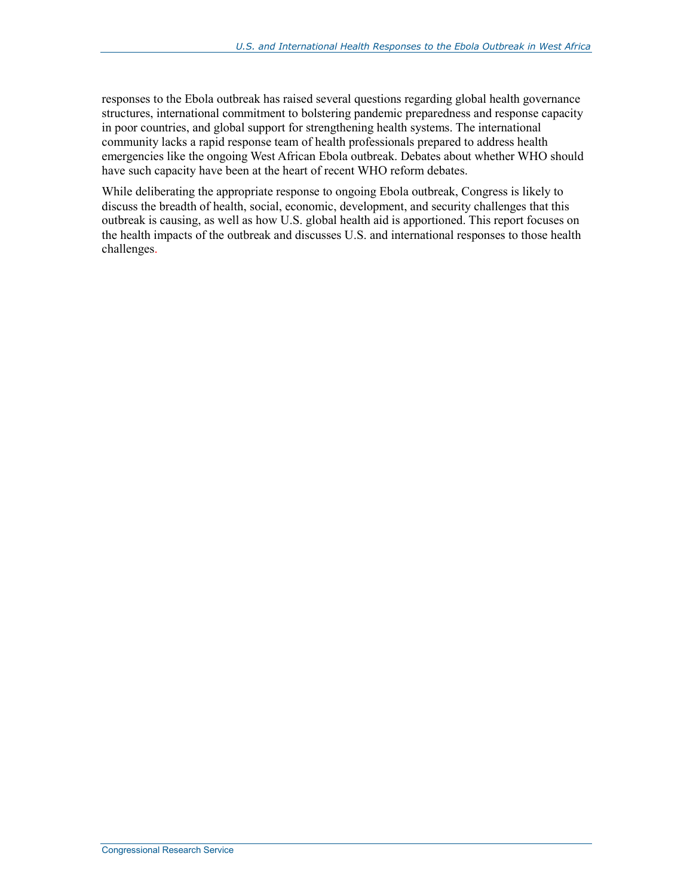responses to the Ebola outbreak has raised several questions regarding global health governance structures, international commitment to bolstering pandemic preparedness and response capacity in poor countries, and global support for strengthening health systems. The international community lacks a rapid response team of health professionals prepared to address health emergencies like the ongoing West African Ebola outbreak. Debates about whether WHO should have such capacity have been at the heart of recent WHO reform debates.

While deliberating the appropriate response to ongoing Ebola outbreak, Congress is likely to discuss the breadth of health, social, economic, development, and security challenges that this outbreak is causing, as well as how U.S. global health aid is apportioned. This report focuses on the health impacts of the outbreak and discusses U.S. and international responses to those health challenges.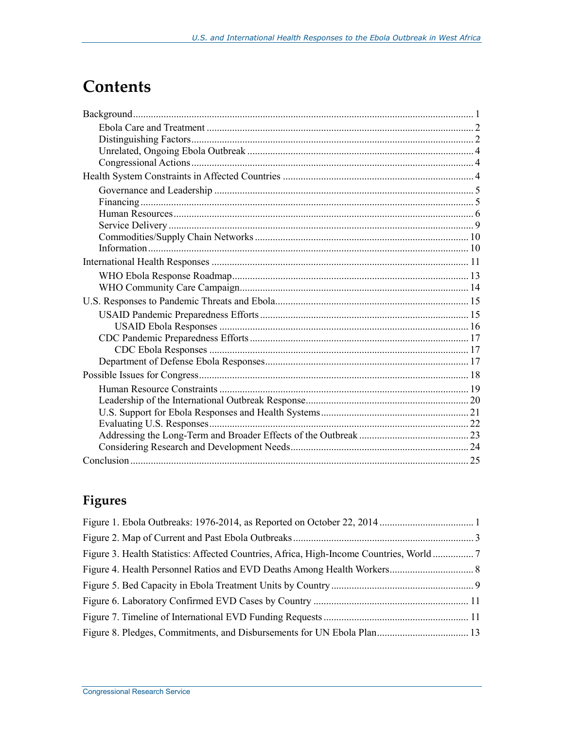# Contents

- Background .......... 1
  - Ebola Care and Treatment .......... 2
  - Distinguishing Factors .......... 2
  - Unrelated, Ongoing Ebola Outbreak .......... 4
  - Congressional Actions .......... 4
- Health System Constraints in Affected Countries .......... 4
  - Governance and Leadership .......... 5
  - Financing .......... 5
  - Human Resources .......... 6
  - Service Delivery .......... 9
  - Commodities/Supply Chain Networks .......... 10
  - Information .......... 10
- International Health Responses .......... 11
  - WHO Ebola Response Roadmap .......... 13
  - WHO Community Care Campaign .......... 14
- U.S. Responses to Pandemic Threats and Ebola .......... 15
  - USAID Pandemic Preparedness Efforts .......... 15
    - USAID Ebola Responses .......... 16
  - CDC Pandemic Preparedness Efforts .......... 17
    - CDC Ebola Responses .......... 17
  - Department of Defense Ebola Responses .......... 17
- Possible Issues for Congress .......... 18
  - Human Resource Constraints .......... 19
  - Leadership of the International Outbreak Response .......... 20
  - U.S. Support for Ebola Responses and Health Systems .......... 21
  - Evaluating U.S. Responses .......... 22
  - Addressing the Long-Term and Broader Effects of the Outbreak .......... 23
  - Considering Research and Development Needs .......... 24
- Conclusion .......... 25

## Figures

- Figure 1. Ebola Outbreaks: 1976-2014, as Reported on October 22, 2014 .......... 1
- Figure 2. Map of Current and Past Ebola Outbreaks .......... 3
- Figure 3. Health Statistics: Affected Countries, Africa, High-Income Countries, World .......... 7
- Figure 4. Health Personnel Ratios and EVD Deaths Among Health Workers .......... 8
- Figure 5. Bed Capacity in Ebola Treatment Units by Country .......... 9
- Figure 6. Laboratory Confirmed EVD Cases by Country .......... 11
- Figure 7. Timeline of International EVD Funding Requests .......... 11
- Figure 8. Pledges, Commitments, and Disbursements for UN Ebola Plan .......... 13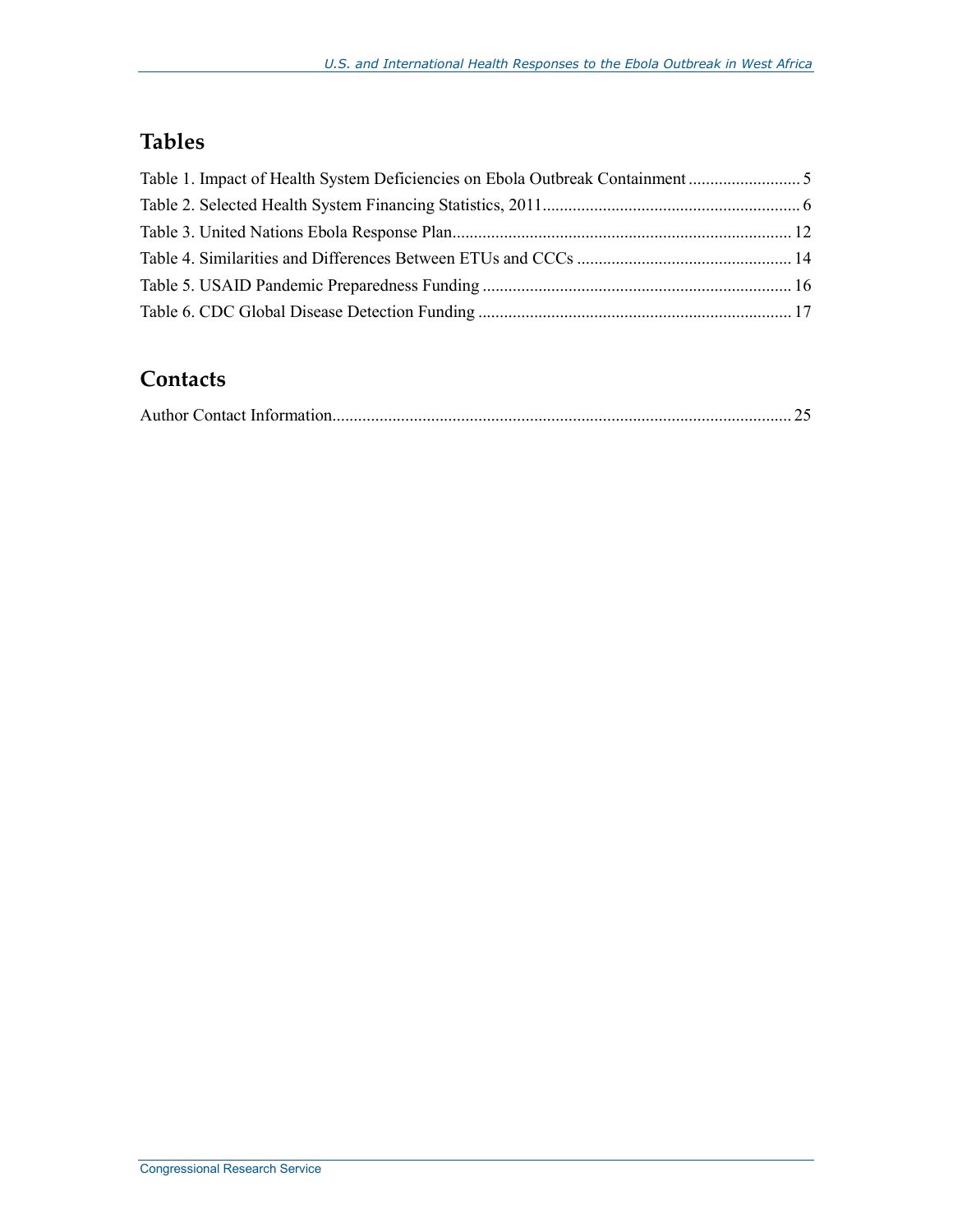## Tables

Table 1. Impact of Health System Deficiencies on Ebola Outbreak Containment .......................... 5

Table 2. Selected Health System Financing Statistics, 2011 ........................................................... 6

Table 3. United Nations Ebola Response Plan ............................................................................... 12

Table 4. Similarities and Differences Between ETUs and CCCs .................................................. 14

Table 5. USAID Pandemic Preparedness Funding ........................................................................ 16

Table 6. CDC Global Disease Detection Funding ......................................................................... 17

## Contacts

Author Contact Information ........................................................................................................... 25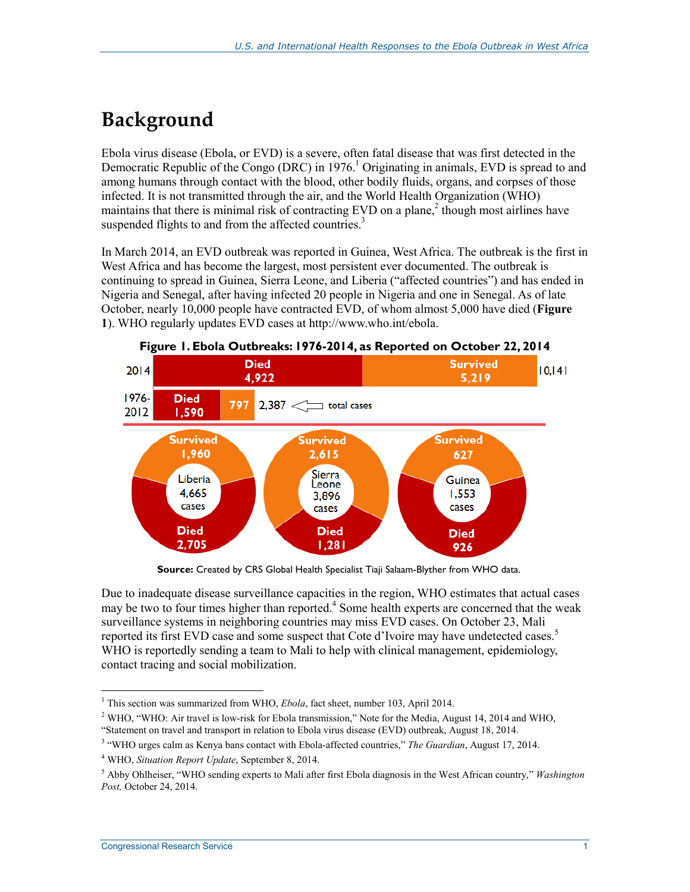# Background

Ebola virus disease (Ebola, or EVD) is a severe, often fatal disease that was first detected in the Democratic Republic of the Congo (DRC) in 1976.[1] Originating in animals, EVD is spread to and among humans through contact with the blood, other bodily fluids, organs, and corpses of those infected. It is not transmitted through the air, and the World Health Organization (WHO) maintains that there is minimal risk of contracting EVD on a plane,[2] though most airlines have suspended flights to and from the affected countries.[3]

In March 2014, an EVD outbreak was reported in Guinea, West Africa. The outbreak is the first in West Africa and has become the largest, most persistent ever documented. The outbreak is continuing to spread in Guinea, Sierra Leone, and Liberia ("affected countries") and has ended in Nigeria and Senegal, after having infected 20 people in Nigeria and one in Senegal. As of late October, nearly 10,000 people have contracted EVD, of whom almost 5,000 have died (**Figure 1**). WHO regularly updates EVD cases at http://www.who.int/ebola.

**Figure 1. Ebola Outbreaks: 1976-2014, as Reported on October 22, 2014**

| Period | Died | Survived | Total cases |
|---|---|---|---|
| 2014 | 4,922 | 5,219 | 10,141 |
| 1976-2012 | 1,590 | 797 | 2,387 |

| Country | Cases | Survived | Died |
|---|---|---|---|
| Liberia | 4,665 | 1,960 | 2,705 |
| Sierra Leone | 3,896 | 2,615 | 1,281 |
| Guinea | 1,553 | 627 | 926 |

**Source:** Created by CRS Global Health Specialist Tiaji Salaam-Blyther from WHO data.

Due to inadequate disease surveillance capacities in the region, WHO estimates that actual cases may be two to four times higher than reported.[4] Some health experts are concerned that the weak surveillance systems in neighboring countries may miss EVD cases. On October 23, Mali reported its first EVD case and some suspect that Cote d'Ivoire may have undetected cases.[5] WHO is reportedly sending a team to Mali to help with clinical management, epidemiology, contact tracing and social mobilization.

---

[1] This section was summarized from WHO, *Ebola*, fact sheet, number 103, April 2014.

[2] WHO, "WHO: Air travel is low-risk for Ebola transmission," Note for the Media, August 14, 2014 and WHO, "Statement on travel and transport in relation to Ebola virus disease (EVD) outbreak, August 18, 2014.

[3] "WHO urges calm as Kenya bans contact with Ebola-affected countries," *The Guardian*, August 17, 2014.

[4] WHO, *Situation Report Update*, September 8, 2014.

[5] Abby Ohlheiser, "WHO sending experts to Mali after first Ebola diagnosis in the West African country," *Washington Post,* October 24, 2014.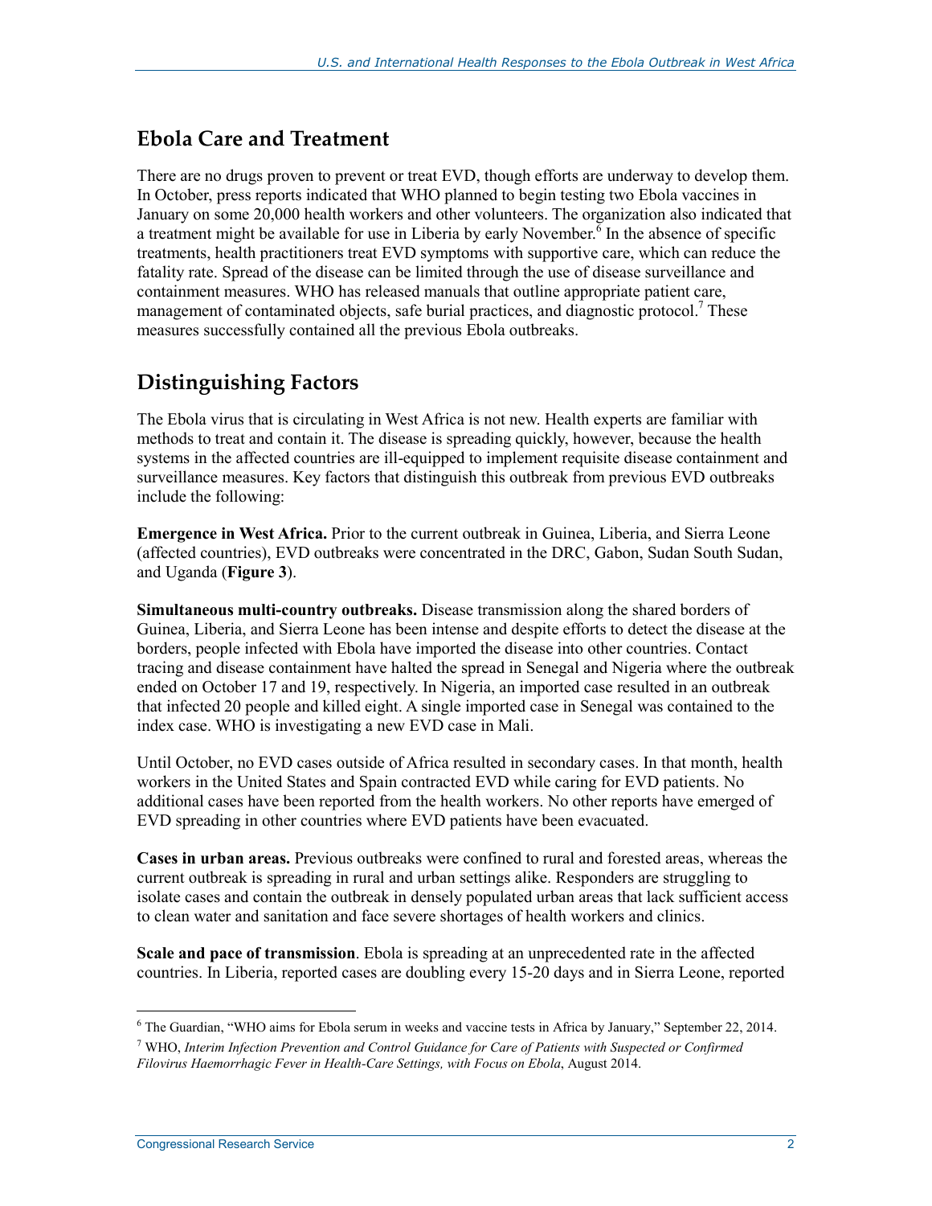## Ebola Care and Treatment

There are no drugs proven to prevent or treat EVD, though efforts are underway to develop them. In October, press reports indicated that WHO planned to begin testing two Ebola vaccines in January on some 20,000 health workers and other volunteers. The organization also indicated that a treatment might be available for use in Liberia by early November.[6] In the absence of specific treatments, health practitioners treat EVD symptoms with supportive care, which can reduce the fatality rate. Spread of the disease can be limited through the use of disease surveillance and containment measures. WHO has released manuals that outline appropriate patient care, management of contaminated objects, safe burial practices, and diagnostic protocol.[7] These measures successfully contained all the previous Ebola outbreaks.

## Distinguishing Factors

The Ebola virus that is circulating in West Africa is not new. Health experts are familiar with methods to treat and contain it. The disease is spreading quickly, however, because the health systems in the affected countries are ill-equipped to implement requisite disease containment and surveillance measures. Key factors that distinguish this outbreak from previous EVD outbreaks include the following:

**Emergence in West Africa.** Prior to the current outbreak in Guinea, Liberia, and Sierra Leone (affected countries), EVD outbreaks were concentrated in the DRC, Gabon, Sudan South Sudan, and Uganda (**Figure 3**).

**Simultaneous multi-country outbreaks.** Disease transmission along the shared borders of Guinea, Liberia, and Sierra Leone has been intense and despite efforts to detect the disease at the borders, people infected with Ebola have imported the disease into other countries. Contact tracing and disease containment have halted the spread in Senegal and Nigeria where the outbreak ended on October 17 and 19, respectively. In Nigeria, an imported case resulted in an outbreak that infected 20 people and killed eight. A single imported case in Senegal was contained to the index case. WHO is investigating a new EVD case in Mali.

Until October, no EVD cases outside of Africa resulted in secondary cases. In that month, health workers in the United States and Spain contracted EVD while caring for EVD patients. No additional cases have been reported from the health workers. No other reports have emerged of EVD spreading in other countries where EVD patients have been evacuated.

**Cases in urban areas.** Previous outbreaks were confined to rural and forested areas, whereas the current outbreak is spreading in rural and urban settings alike. Responders are struggling to isolate cases and contain the outbreak in densely populated urban areas that lack sufficient access to clean water and sanitation and face severe shortages of health workers and clinics.

**Scale and pace of transmission**. Ebola is spreading at an unprecedented rate in the affected countries. In Liberia, reported cases are doubling every 15-20 days and in Sierra Leone, reported

---

[6] The Guardian, "WHO aims for Ebola serum in weeks and vaccine tests in Africa by January," September 22, 2014.

[7] WHO, *Interim Infection Prevention and Control Guidance for Care of Patients with Suspected or Confirmed Filovirus Haemorrhagic Fever in Health-Care Settings, with Focus on Ebola*, August 2014.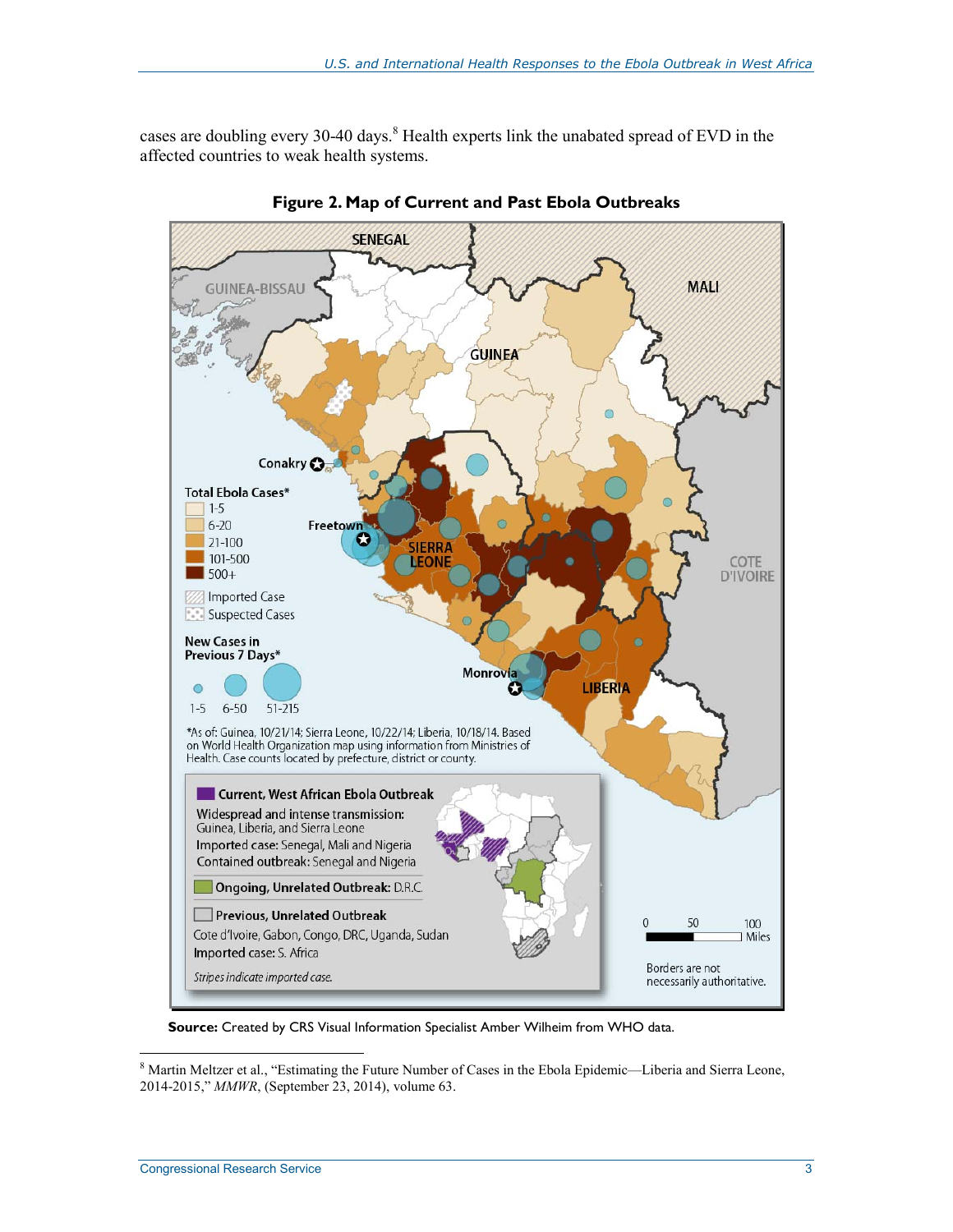cases are doubling every 30-40 days.[8] Health experts link the unabated spread of EVD in the affected countries to weak health systems.

**Figure 2. Map of Current and Past Ebola Outbreaks**

**Source:** Created by CRS Visual Information Specialist Amber Wilheim from WHO data.

---

[8] Martin Meltzer et al., "Estimating the Future Number of Cases in the Ebola Epidemic—Liberia and Sierra Leone, 2014-2015," *MMWR*, (September 23, 2014), volume 63.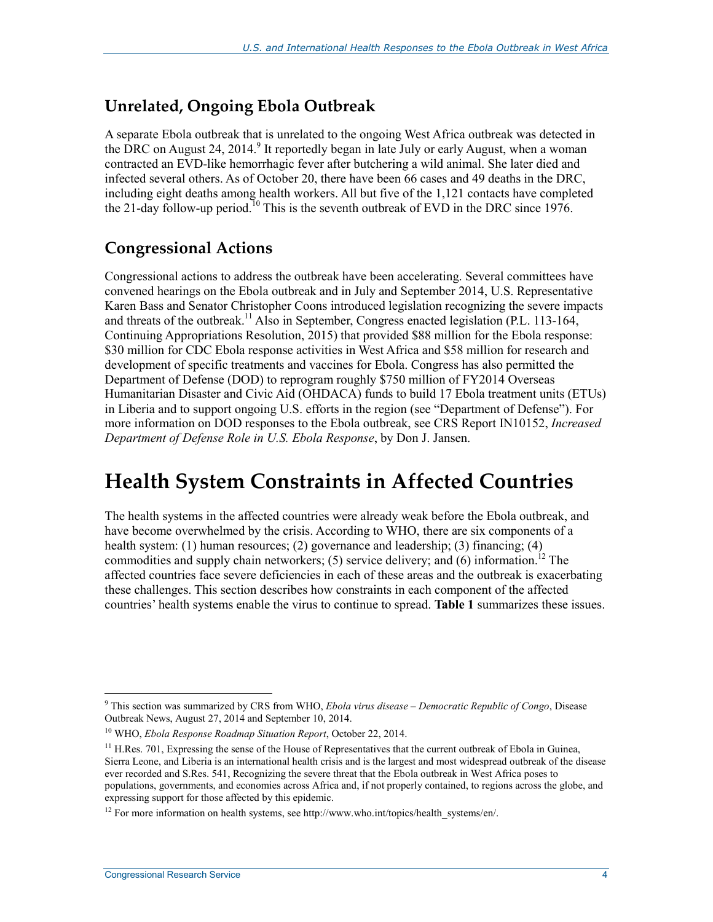## Unrelated, Ongoing Ebola Outbreak

A separate Ebola outbreak that is unrelated to the ongoing West Africa outbreak was detected in the DRC on August 24, 2014.[9] It reportedly began in late July or early August, when a woman contracted an EVD-like hemorrhagic fever after butchering a wild animal. She later died and infected several others. As of October 20, there have been 66 cases and 49 deaths in the DRC, including eight deaths among health workers. All but five of the 1,121 contacts have completed the 21-day follow-up period.[10] This is the seventh outbreak of EVD in the DRC since 1976.

## Congressional Actions

Congressional actions to address the outbreak have been accelerating. Several committees have convened hearings on the Ebola outbreak and in July and September 2014, U.S. Representative Karen Bass and Senator Christopher Coons introduced legislation recognizing the severe impacts and threats of the outbreak.[11] Also in September, Congress enacted legislation (P.L. 113-164, Continuing Appropriations Resolution, 2015) that provided $88 million for the Ebola response: $30 million for CDC Ebola response activities in West Africa and $58 million for research and development of specific treatments and vaccines for Ebola. Congress has also permitted the Department of Defense (DOD) to reprogram roughly $750 million of FY2014 Overseas Humanitarian Disaster and Civic Aid (OHDACA) funds to build 17 Ebola treatment units (ETUs) in Liberia and to support ongoing U.S. efforts in the region (see "Department of Defense"). For more information on DOD responses to the Ebola outbreak, see CRS Report IN10152, *Increased Department of Defense Role in U.S. Ebola Response*, by Don J. Jansen.

# Health System Constraints in Affected Countries

The health systems in the affected countries were already weak before the Ebola outbreak, and have become overwhelmed by the crisis. According to WHO, there are six components of a health system: (1) human resources; (2) governance and leadership; (3) financing; (4) commodities and supply chain networkers; (5) service delivery; and (6) information.[12] The affected countries face severe deficiencies in each of these areas and the outbreak is exacerbating these challenges. This section describes how constraints in each component of the affected countries' health systems enable the virus to continue to spread. **Table 1** summarizes these issues.

---

[9] This section was summarized by CRS from WHO, *Ebola virus disease – Democratic Republic of Congo*, Disease Outbreak News, August 27, 2014 and September 10, 2014.

[10] WHO, *Ebola Response Roadmap Situation Report*, October 22, 2014.

[11] H.Res. 701, Expressing the sense of the House of Representatives that the current outbreak of Ebola in Guinea, Sierra Leone, and Liberia is an international health crisis and is the largest and most widespread outbreak of the disease ever recorded and S.Res. 541, Recognizing the severe threat that the Ebola outbreak in West Africa poses to populations, governments, and economies across Africa and, if not properly contained, to regions across the globe, and expressing support for those affected by this epidemic.

[12] For more information on health systems, see http://www.who.int/topics/health_systems/en/.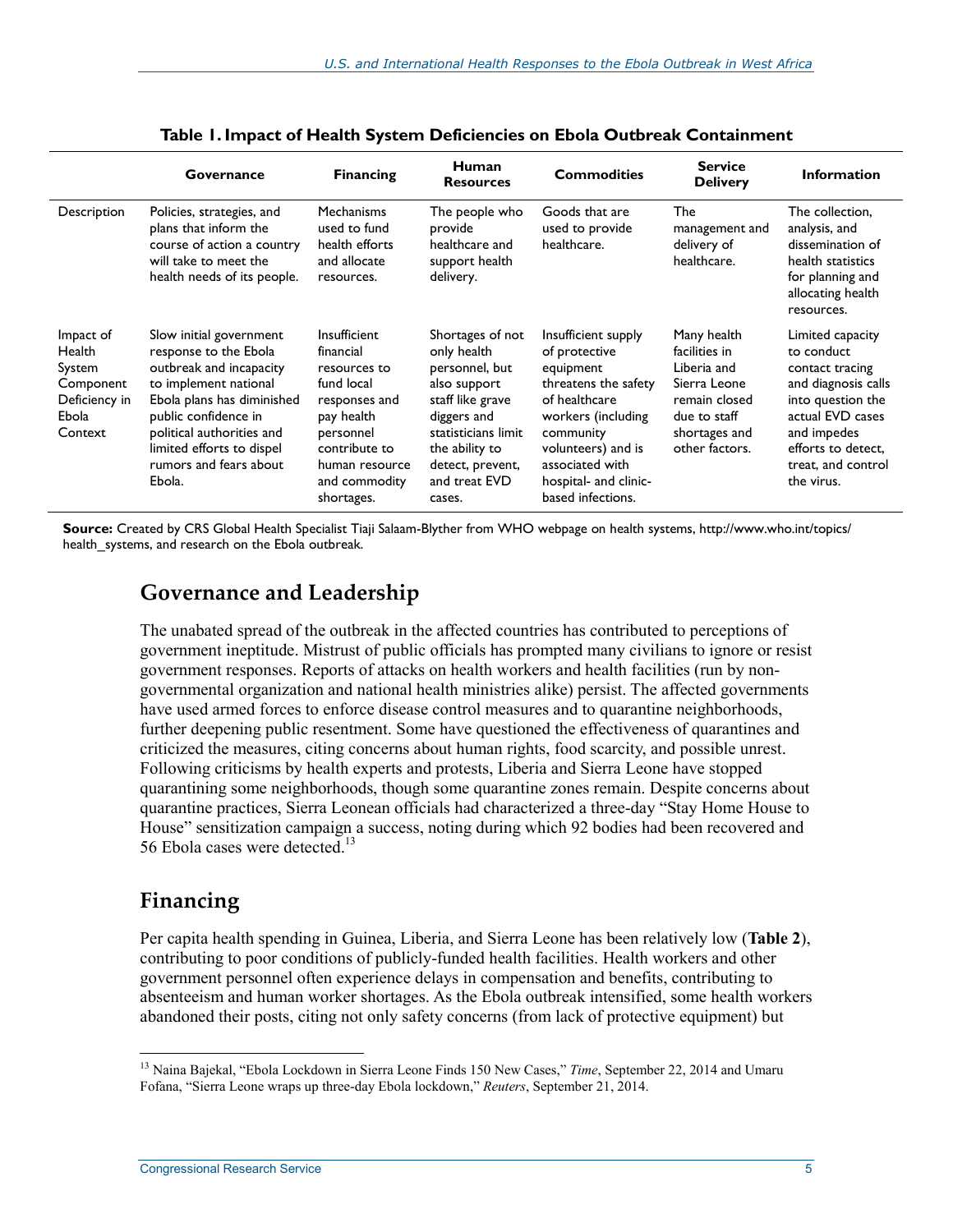**Table 1. Impact of Health System Deficiencies on Ebola Outbreak Containment**

| | Governance | Financing | Human Resources | Commodities | Service Delivery | Information |
|---|---|---|---|---|---|---|
| Description | Policies, strategies, and plans that inform the course of action a country will take to meet the health needs of its people. | Mechanisms used to fund health efforts and allocate resources. | The people who provide healthcare and support health delivery. | Goods that are used to provide healthcare. | The management and delivery of healthcare. | The collection, analysis, and dissemination of health statistics for planning and allocating health resources. |
| Impact of Health System Component Deficiency in Ebola Context | Slow initial government response to the Ebola outbreak and incapacity to implement national Ebola plans has diminished public confidence in political authorities and limited efforts to dispel rumors and fears about Ebola. | Insufficient financial resources to fund local responses and pay health personnel contribute to human resource and commodity shortages. | Shortages of not only health personnel, but also support staff like grave diggers and statisticians limit the ability to detect, prevent, and treat EVD cases. | Insufficient supply of protective equipment threatens the safety of healthcare workers (including community volunteers) and is associated with hospital- and clinic-based infections. | Many health facilities in Liberia and Sierra Leone remain closed due to staff shortages and other factors. | Limited capacity to conduct contact tracing and diagnosis calls into question the actual EVD cases and impedes efforts to detect, treat, and control the virus. |

**Source:** Created by CRS Global Health Specialist Tiaji Salaam-Blyther from WHO webpage on health systems, http://www.who.int/topics/health_systems, and research on the Ebola outbreak.

## Governance and Leadership

The unabated spread of the outbreak in the affected countries has contributed to perceptions of government ineptitude. Mistrust of public officials has prompted many civilians to ignore or resist government responses. Reports of attacks on health workers and health facilities (run by non-governmental organization and national health ministries alike) persist. The affected governments have used armed forces to enforce disease control measures and to quarantine neighborhoods, further deepening public resentment. Some have questioned the effectiveness of quarantines and criticized the measures, citing concerns about human rights, food scarcity, and possible unrest. Following criticisms by health experts and protests, Liberia and Sierra Leone have stopped quarantining some neighborhoods, though some quarantine zones remain. Despite concerns about quarantine practices, Sierra Leonean officials had characterized a three-day "Stay Home House to House" sensitization campaign a success, noting during which 92 bodies had been recovered and 56 Ebola cases were detected.[13]

## Financing

Per capita health spending in Guinea, Liberia, and Sierra Leone has been relatively low (**Table 2**), contributing to poor conditions of publicly-funded health facilities. Health workers and other government personnel often experience delays in compensation and benefits, contributing to absenteeism and human worker shortages. As the Ebola outbreak intensified, some health workers abandoned their posts, citing not only safety concerns (from lack of protective equipment) but

[13] Naina Bajekal, "Ebola Lockdown in Sierra Leone Finds 150 New Cases," *Time*, September 22, 2014 and Umaru Fofana, "Sierra Leone wraps up three-day Ebola lockdown," *Reuters*, September 21, 2014.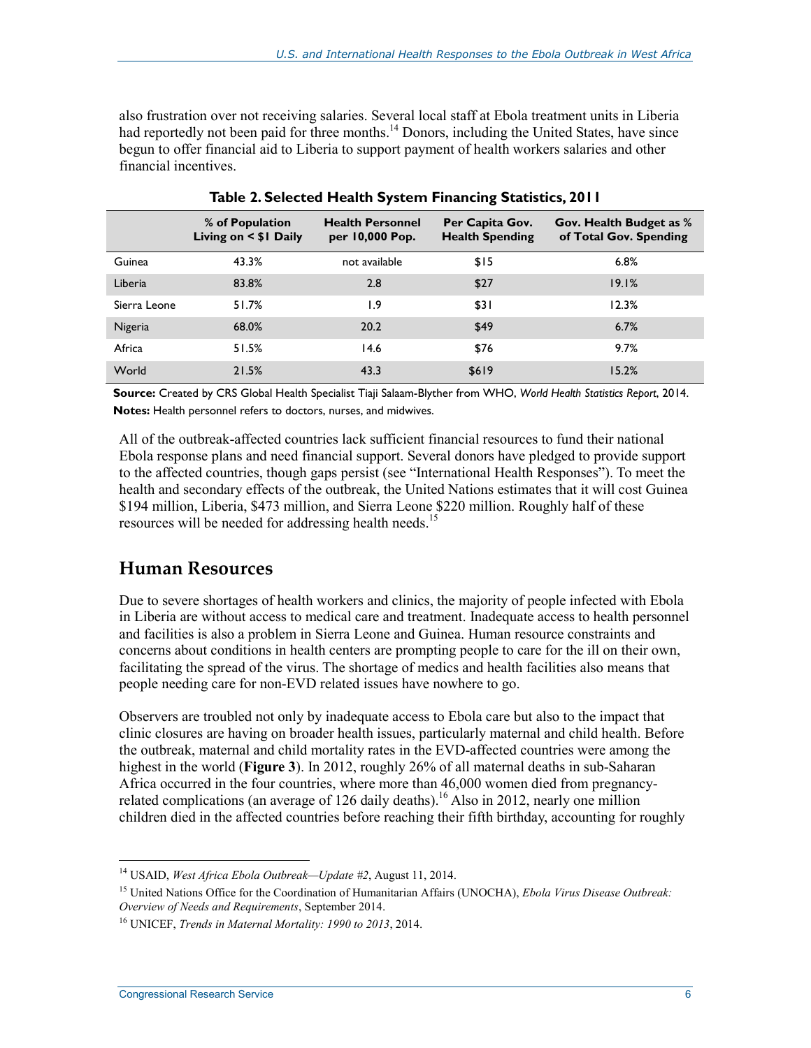also frustration over not receiving salaries. Several local staff at Ebola treatment units in Liberia had reportedly not been paid for three months.[14] Donors, including the United States, have since begun to offer financial aid to Liberia to support payment of health workers salaries and other financial incentives.

**Table 2. Selected Health System Financing Statistics, 2011**

| | % of Population Living on < $1 Daily | Health Personnel per 10,000 Pop. | Per Capita Gov. Health Spending | Gov. Health Budget as % of Total Gov. Spending |
|---|---|---|---|---|
| Guinea | 43.3% | not available | $15 | 6.8% |
| Liberia | 83.8% | 2.8 | $27 | 19.1% |
| Sierra Leone | 51.7% | 1.9 | $31 | 12.3% |
| Nigeria | 68.0% | 20.2 | $49 | 6.7% |
| Africa | 51.5% | 14.6 | $76 | 9.7% |
| World | 21.5% | 43.3 | $619 | 15.2% |

**Source:** Created by CRS Global Health Specialist Tiaji Salaam-Blyther from WHO, *World Health Statistics Report*, 2014.

**Notes:** Health personnel refers to doctors, nurses, and midwives.

All of the outbreak-affected countries lack sufficient financial resources to fund their national Ebola response plans and need financial support. Several donors have pledged to provide support to the affected countries, though gaps persist (see "International Health Responses"). To meet the health and secondary effects of the outbreak, the United Nations estimates that it will cost Guinea $194 million, Liberia, $473 million, and Sierra Leone $220 million. Roughly half of these resources will be needed for addressing health needs.[15]

## Human Resources

Due to severe shortages of health workers and clinics, the majority of people infected with Ebola in Liberia are without access to medical care and treatment. Inadequate access to health personnel and facilities is also a problem in Sierra Leone and Guinea. Human resource constraints and concerns about conditions in health centers are prompting people to care for the ill on their own, facilitating the spread of the virus. The shortage of medics and health facilities also means that people needing care for non-EVD related issues have nowhere to go.

Observers are troubled not only by inadequate access to Ebola care but also to the impact that clinic closures are having on broader health issues, particularly maternal and child health. Before the outbreak, maternal and child mortality rates in the EVD-affected countries were among the highest in the world (**Figure 3**). In 2012, roughly 26% of all maternal deaths in sub-Saharan Africa occurred in the four countries, where more than 46,000 women died from pregnancy-related complications (an average of 126 daily deaths).[16] Also in 2012, nearly one million children died in the affected countries before reaching their fifth birthday, accounting for roughly

[14] USAID, *West Africa Ebola Outbreak—Update #2*, August 11, 2014.

[15] United Nations Office for the Coordination of Humanitarian Affairs (UNOCHA), *Ebola Virus Disease Outbreak: Overview of Needs and Requirements*, September 2014.

[16] UNICEF, *Trends in Maternal Mortality: 1990 to 2013*, 2014.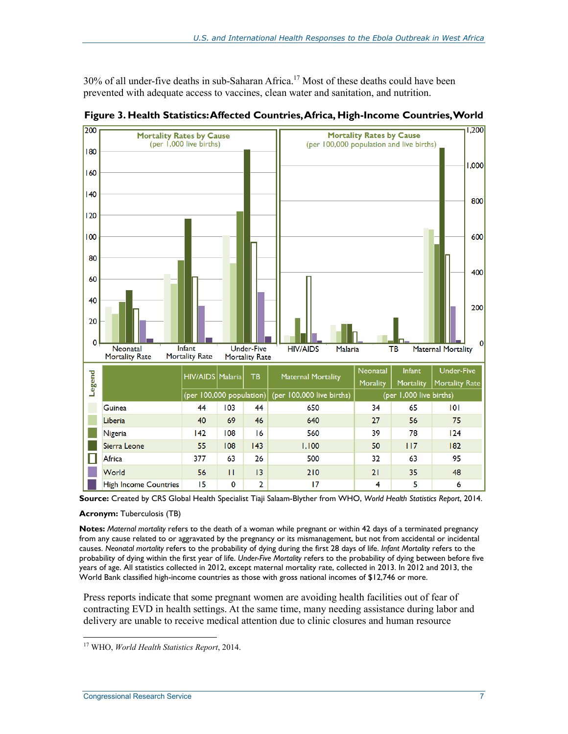30% of all under-five deaths in sub-Saharan Africa.[17] Most of these deaths could have been prevented with adequate access to vaccines, clean water and sanitation, and nutrition.

**Figure 3. Health Statistics: Affected Countries, Africa, High-Income Countries, World**

| Legend | HIV/AIDS | Malaria | TB | Maternal Mortality | Neonatal Morality | Infant Mortality | Under-Five Mortality Rate |
|---|---|---|---|---|---|---|---|
| | (per 100,000 population) | | | (per 100,000 live births) | (per 1,000 live births) | | |
| Guinea | 44 | 103 | 44 | 650 | 34 | 65 | 101 |
| Liberia | 40 | 69 | 46 | 640 | 27 | 56 | 75 |
| Nigeria | 142 | 108 | 16 | 560 | 39 | 78 | 124 |
| Sierra Leone | 55 | 108 | 143 | 1,100 | 50 | 117 | 182 |
| Africa | 377 | 63 | 26 | 500 | 32 | 63 | 95 |
| World | 56 | 11 | 13 | 210 | 21 | 35 | 48 |
| High Income Countries | 15 | 0 | 2 | 17 | 4 | 5 | 6 |

**Source:** Created by CRS Global Health Specialist Tiaji Salaam-Blyther from WHO, *World Health Statistics Report*, 2014.

**Acronym:** Tuberculosis (TB)

**Notes:** *Maternal mortality* refers to the death of a woman while pregnant or within 42 days of a terminated pregnancy from any cause related to or aggravated by the pregnancy or its mismanagement, but not from accidental or incidental causes. *Neonatal mortality* refers to the probability of dying during the first 28 days of life. *Infant Mortality* refers to the probability of dying within the first year of life. *Under-Five Mortality* refers to the probability of dying between before five years of age. All statistics collected in 2012, except maternal mortality rate, collected in 2013. In 2012 and 2013, the World Bank classified high-income countries as those with gross national incomes of $12,746 or more.

Press reports indicate that some pregnant women are avoiding health facilities out of fear of contracting EVD in health settings. At the same time, many needing assistance during labor and delivery are unable to receive medical attention due to clinic closures and human resource

[17] WHO, *World Health Statistics Report*, 2014.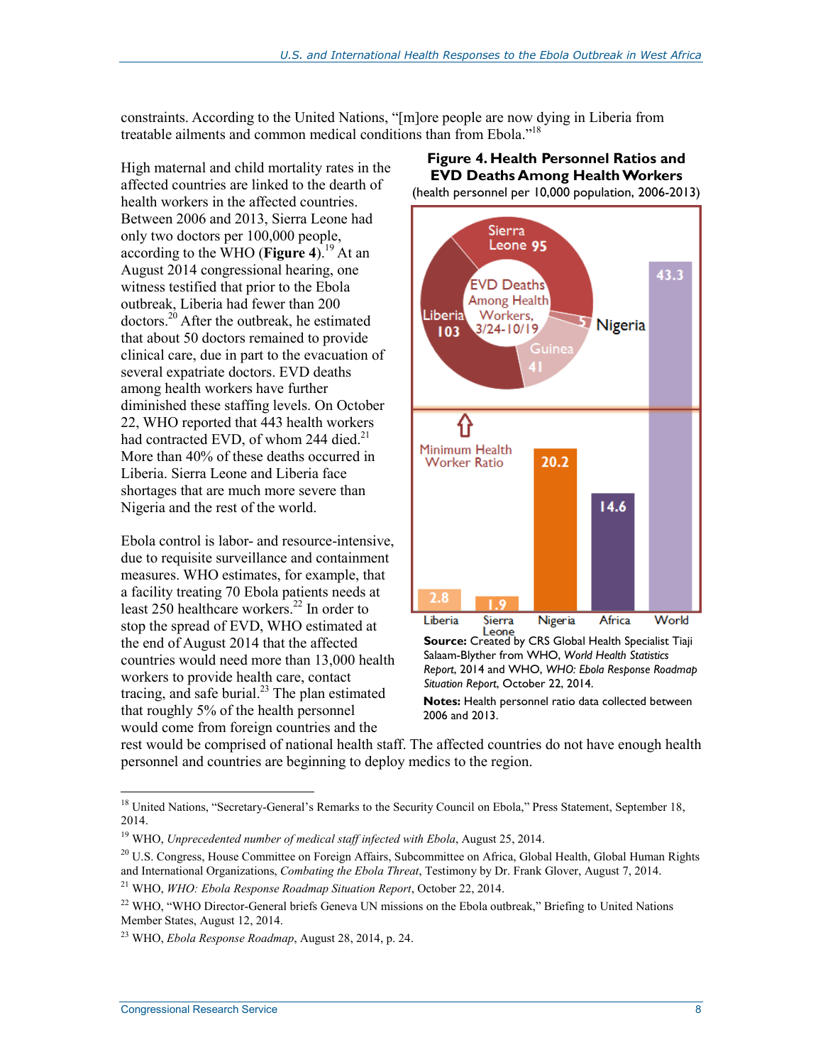constraints. According to the United Nations, "[m]ore people are now dying in Liberia from treatable ailments and common medical conditions than from Ebola."[18]

High maternal and child mortality rates in the affected countries are linked to the dearth of health workers in the affected countries. Between 2006 and 2013, Sierra Leone had only two doctors per 100,000 people, according to the WHO (**Figure 4**).[19] At an August 2014 congressional hearing, one witness testified that prior to the Ebola outbreak, Liberia had fewer than 200 doctors.[20] After the outbreak, he estimated that about 50 doctors remained to provide clinical care, due in part to the evacuation of several expatriate doctors. EVD deaths among health workers have further diminished these staffing levels. On October 22, WHO reported that 443 health workers had contracted EVD, of whom 244 died.[21] More than 40% of these deaths occurred in Liberia. Sierra Leone and Liberia face shortages that are much more severe than Nigeria and the rest of the world.

**Figure 4. Health Personnel Ratios and EVD Deaths Among Health Workers**

(health personnel per 10,000 population, 2006-2013)

EVD Deaths Among Health Workers, 3/24-10/19: Sierra Leone 95; Liberia 103; Guinea 41; Nigeria 5

Minimum Health Worker Ratio

| Country | Health personnel per 10,000 population |
|---|---|
| Liberia | 2.8 |
| Sierra Leone | 1.9 |
| Nigeria | 20.2 |
| Africa | 14.6 |
| World | 43.3 |

**Source:** Created by CRS Global Health Specialist Tiaji Salaam-Blyther from WHO, *World Health Statistics Report*, 2014 and WHO, *WHO: Ebola Response Roadmap Situation Report*, October 22, 2014.

**Notes:** Health personnel ratio data collected between 2006 and 2013.

Ebola control is labor- and resource-intensive, due to requisite surveillance and containment measures. WHO estimates, for example, that a facility treating 70 Ebola patients needs at least 250 healthcare workers.[22] In order to stop the spread of EVD, WHO estimated at the end of August 2014 that the affected countries would need more than 13,000 health workers to provide health care, contact tracing, and safe burial.[23] The plan estimated that roughly 5% of the health personnel would come from foreign countries and the rest would be comprised of national health staff. The affected countries do not have enough health personnel and countries are beginning to deploy medics to the region.

---

[18] United Nations, "Secretary-General's Remarks to the Security Council on Ebola," Press Statement, September 18, 2014.

[19] WHO, *Unprecedented number of medical staff infected with Ebola*, August 25, 2014.

[20] U.S. Congress, House Committee on Foreign Affairs, Subcommittee on Africa, Global Health, Global Human Rights and International Organizations, *Combating the Ebola Threat*, Testimony by Dr. Frank Glover, August 7, 2014.

[21] WHO, *WHO: Ebola Response Roadmap Situation Report*, October 22, 2014.

[22] WHO, "WHO Director-General briefs Geneva UN missions on the Ebola outbreak," Briefing to United Nations Member States, August 12, 2014.

[23] WHO, *Ebola Response Roadmap*, August 28, 2014, p. 24.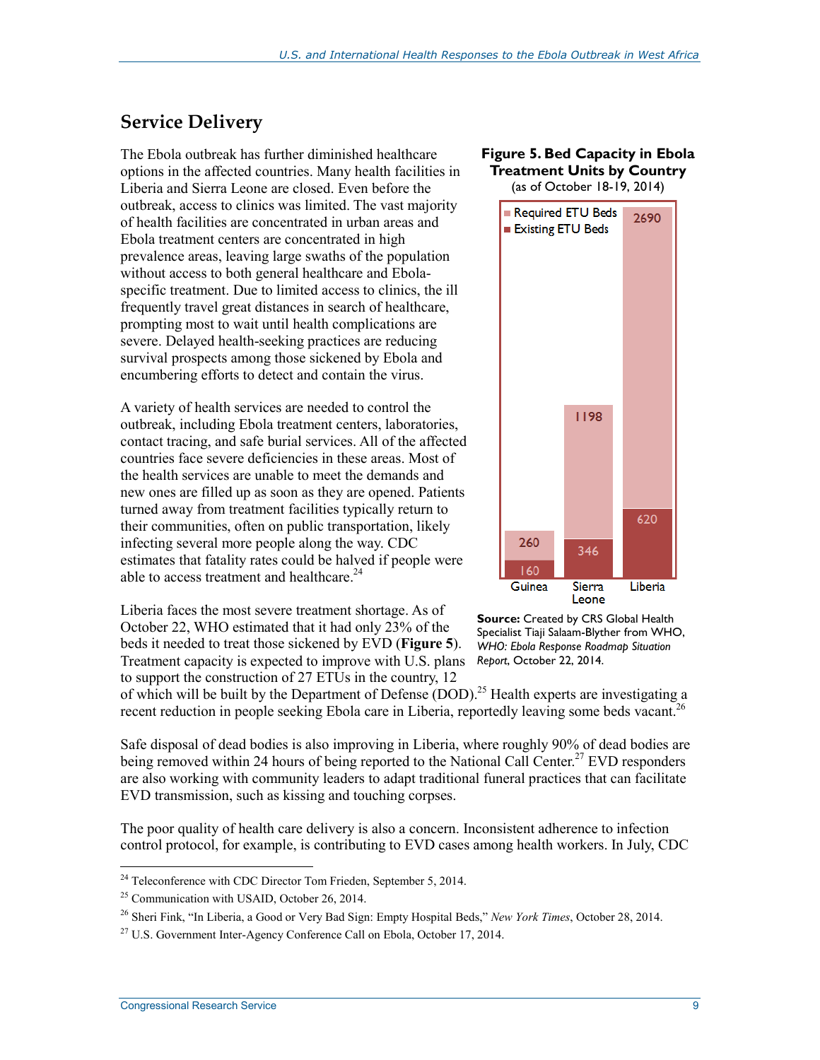## Service Delivery

The Ebola outbreak has further diminished healthcare options in the affected countries. Many health facilities in Liberia and Sierra Leone are closed. Even before the outbreak, access to clinics was limited. The vast majority of health facilities are concentrated in urban areas and Ebola treatment centers are concentrated in high prevalence areas, leaving large swaths of the population without access to both general healthcare and Ebola-specific treatment. Due to limited access to clinics, the ill frequently travel great distances in search of healthcare, prompting most to wait until health complications are severe. Delayed health-seeking practices are reducing survival prospects among those sickened by Ebola and encumbering efforts to detect and contain the virus.

A variety of health services are needed to control the outbreak, including Ebola treatment centers, laboratories, contact tracing, and safe burial services. All of the affected countries face severe deficiencies in these areas. Most of the health services are unable to meet the demands and new ones are filled up as soon as they are opened. Patients turned away from treatment facilities typically return to their communities, often on public transportation, likely infecting several more people along the way. CDC estimates that fatality rates could be halved if people were able to access treatment and healthcare.[24]

**Figure 5. Bed Capacity in Ebola Treatment Units by Country**
(as of October 18-19, 2014)

| Country | Required ETU Beds | Existing ETU Beds |
|---|---|---|
| Guinea | 260 | 160 |
| Sierra Leone | 1198 | 346 |
| Liberia | 2690 | 620 |

**Source:** Created by CRS Global Health Specialist Tiaji Salaam-Blyther from WHO, *WHO: Ebola Response Roadmap Situation Report*, October 22, 2014.

Liberia faces the most severe treatment shortage. As of October 22, WHO estimated that it had only 23% of the beds it needed to treat those sickened by EVD (**Figure 5**). Treatment capacity is expected to improve with U.S. plans to support the construction of 27 ETUs in the country, 12 of which will be built by the Department of Defense (DOD).[25] Health experts are investigating a recent reduction in people seeking Ebola care in Liberia, reportedly leaving some beds vacant.[26]

Safe disposal of dead bodies is also improving in Liberia, where roughly 90% of dead bodies are being removed within 24 hours of being reported to the National Call Center.[27] EVD responders are also working with community leaders to adapt traditional funeral practices that can facilitate EVD transmission, such as kissing and touching corpses.

The poor quality of health care delivery is also a concern. Inconsistent adherence to infection control protocol, for example, is contributing to EVD cases among health workers. In July, CDC

---

[24] Teleconference with CDC Director Tom Frieden, September 5, 2014.

[25] Communication with USAID, October 26, 2014.

[26] Sheri Fink, "In Liberia, a Good or Very Bad Sign: Empty Hospital Beds," *New York Times*, October 28, 2014.

[27] U.S. Government Inter-Agency Conference Call on Ebola, October 17, 2014.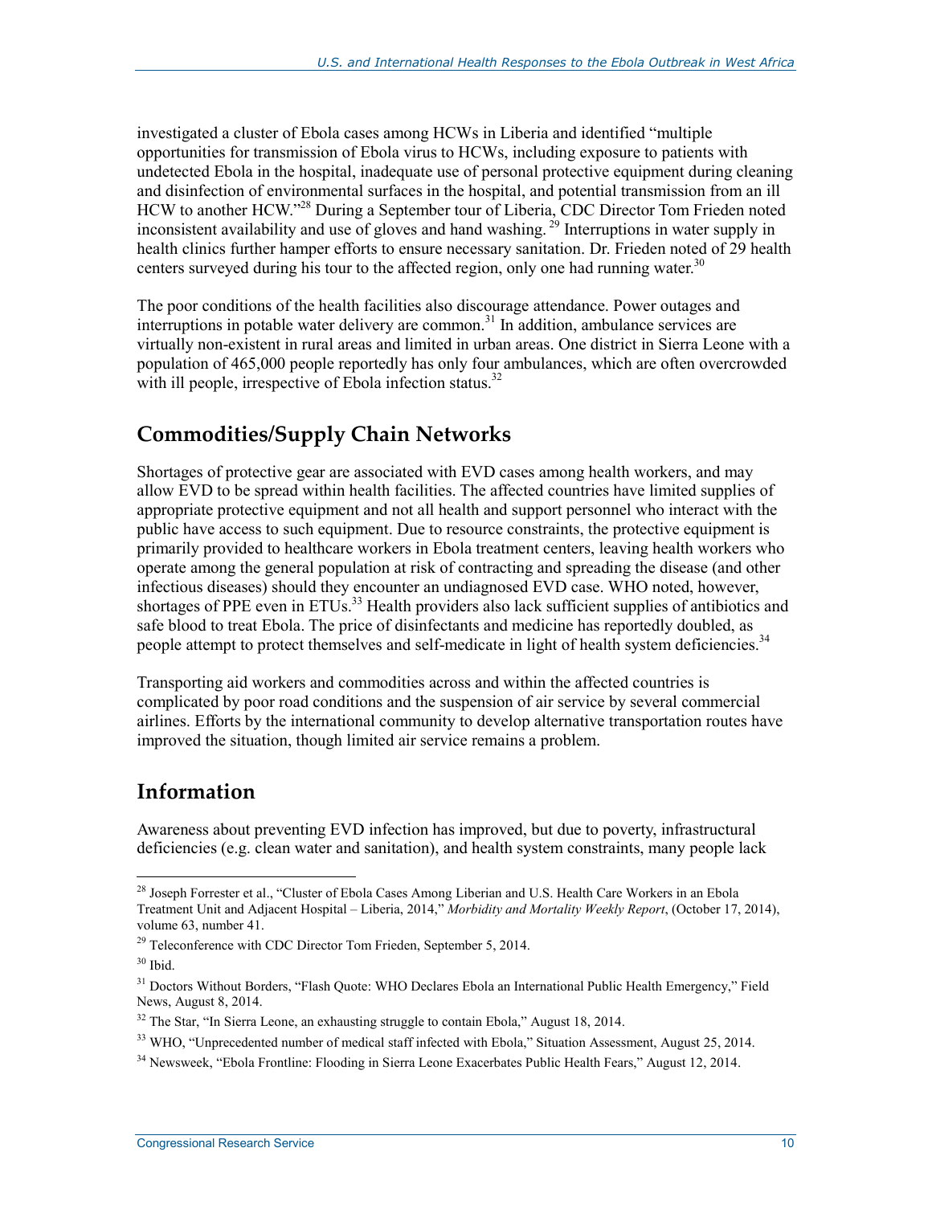investigated a cluster of Ebola cases among HCWs in Liberia and identified "multiple opportunities for transmission of Ebola virus to HCWs, including exposure to patients with undetected Ebola in the hospital, inadequate use of personal protective equipment during cleaning and disinfection of environmental surfaces in the hospital, and potential transmission from an ill HCW to another HCW."[28] During a September tour of Liberia, CDC Director Tom Frieden noted inconsistent availability and use of gloves and hand washing.[29] Interruptions in water supply in health clinics further hamper efforts to ensure necessary sanitation. Dr. Frieden noted of 29 health centers surveyed during his tour to the affected region, only one had running water.[30]

The poor conditions of the health facilities also discourage attendance. Power outages and interruptions in potable water delivery are common.[31] In addition, ambulance services are virtually non-existent in rural areas and limited in urban areas. One district in Sierra Leone with a population of 465,000 people reportedly has only four ambulances, which are often overcrowded with ill people, irrespective of Ebola infection status.[32]

## Commodities/Supply Chain Networks

Shortages of protective gear are associated with EVD cases among health workers, and may allow EVD to be spread within health facilities. The affected countries have limited supplies of appropriate protective equipment and not all health and support personnel who interact with the public have access to such equipment. Due to resource constraints, the protective equipment is primarily provided to healthcare workers in Ebola treatment centers, leaving health workers who operate among the general population at risk of contracting and spreading the disease (and other infectious diseases) should they encounter an undiagnosed EVD case. WHO noted, however, shortages of PPE even in ETUs.[33] Health providers also lack sufficient supplies of antibiotics and safe blood to treat Ebola. The price of disinfectants and medicine has reportedly doubled, as people attempt to protect themselves and self-medicate in light of health system deficiencies.[34]

Transporting aid workers and commodities across and within the affected countries is complicated by poor road conditions and the suspension of air service by several commercial airlines. Efforts by the international community to develop alternative transportation routes have improved the situation, though limited air service remains a problem.

## Information

Awareness about preventing EVD infection has improved, but due to poverty, infrastructural deficiencies (e.g. clean water and sanitation), and health system constraints, many people lack

---

[28] Joseph Forrester et al., "Cluster of Ebola Cases Among Liberian and U.S. Health Care Workers in an Ebola Treatment Unit and Adjacent Hospital – Liberia, 2014," *Morbidity and Mortality Weekly Report*, (October 17, 2014), volume 63, number 41.

[29] Teleconference with CDC Director Tom Frieden, September 5, 2014.

[30] Ibid.

[31] Doctors Without Borders, "Flash Quote: WHO Declares Ebola an International Public Health Emergency," Field News, August 8, 2014.

[32] The Star, "In Sierra Leone, an exhausting struggle to contain Ebola," August 18, 2014.

[33] WHO, "Unprecedented number of medical staff infected with Ebola," Situation Assessment, August 25, 2014.

[34] Newsweek, "Ebola Frontline: Flooding in Sierra Leone Exacerbates Public Health Fears," August 12, 2014.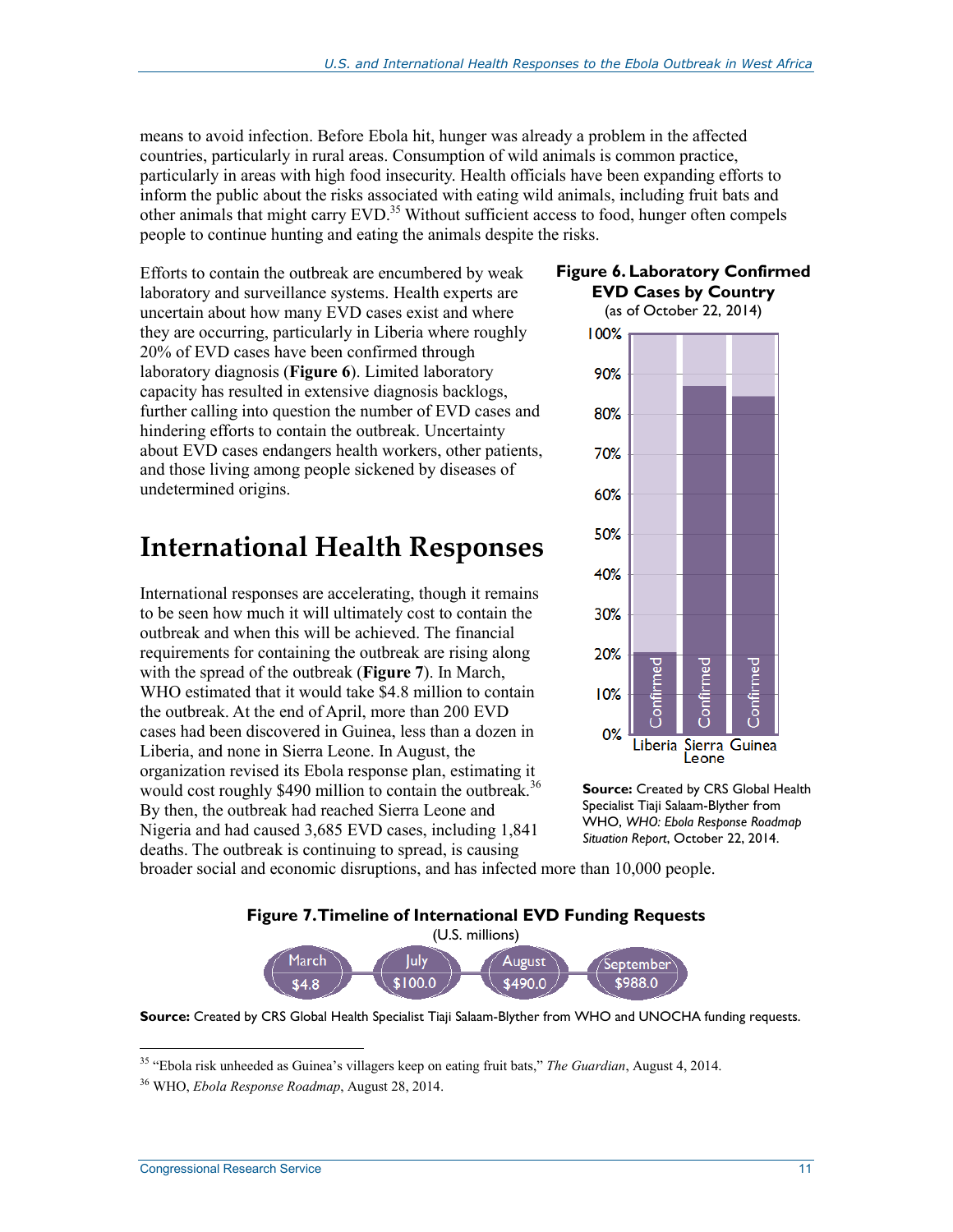means to avoid infection. Before Ebola hit, hunger was already a problem in the affected countries, particularly in rural areas. Consumption of wild animals is common practice, particularly in areas with high food insecurity. Health officials have been expanding efforts to inform the public about the risks associated with eating wild animals, including fruit bats and other animals that might carry EVD.[35] Without sufficient access to food, hunger often compels people to continue hunting and eating the animals despite the risks.

Efforts to contain the outbreak are encumbered by weak laboratory and surveillance systems. Health experts are uncertain about how many EVD cases exist and where they are occurring, particularly in Liberia where roughly 20% of EVD cases have been confirmed through laboratory diagnosis (**Figure 6**). Limited laboratory capacity has resulted in extensive diagnosis backlogs, further calling into question the number of EVD cases and hindering efforts to contain the outbreak. Uncertainty about EVD cases endangers health workers, other patients, and those living among people sickened by diseases of undetermined origins.

**Figure 6. Laboratory Confirmed EVD Cases by Country**

(as of October 22, 2014)

**Source:** Created by CRS Global Health Specialist Tiaji Salaam-Blyther from WHO, *WHO: Ebola Response Roadmap Situation Report*, October 22, 2014.

# International Health Responses

International responses are accelerating, though it remains to be seen how much it will ultimately cost to contain the outbreak and when this will be achieved. The financial requirements for containing the outbreak are rising along with the spread of the outbreak (**Figure 7**). In March, WHO estimated that it would take $4.8 million to contain the outbreak. At the end of April, more than 200 EVD cases had been discovered in Guinea, less than a dozen in Liberia, and none in Sierra Leone. In August, the organization revised its Ebola response plan, estimating it would cost roughly $490 million to contain the outbreak.[36] By then, the outbreak had reached Sierra Leone and Nigeria and had caused 3,685 EVD cases, including 1,841 deaths. The outbreak is continuing to spread, is causing broader social and economic disruptions, and has infected more than 10,000 people.

**Figure 7. Timeline of International EVD Funding Requests**

(U.S. millions)

| March | July | August | September |
|---|---|---|---|
| $4.8 | $100.0 | $490.0 | $988.0 |

**Source:** Created by CRS Global Health Specialist Tiaji Salaam-Blyther from WHO and UNOCHA funding requests.

---

[35] "Ebola risk unheeded as Guinea's villagers keep on eating fruit bats," *The Guardian*, August 4, 2014.

[36] WHO, *Ebola Response Roadmap*, August 28, 2014.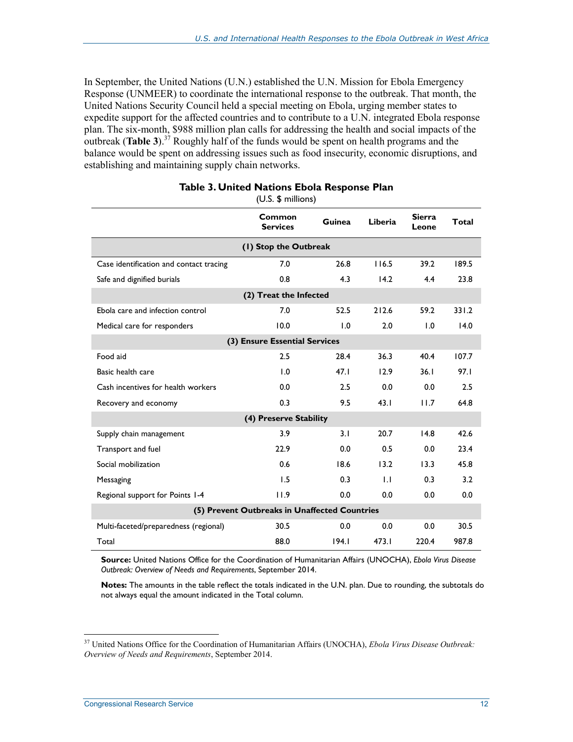In September, the United Nations (U.N.) established the U.N. Mission for Ebola Emergency Response (UNMEER) to coordinate the international response to the outbreak. That month, the United Nations Security Council held a special meeting on Ebola, urging member states to expedite support for the affected countries and to contribute to a U.N. integrated Ebola response plan. The six-month, $988 million plan calls for addressing the health and social impacts of the outbreak (**Table 3**).[37] Roughly half of the funds would be spent on health programs and the balance would be spent on addressing issues such as food insecurity, economic disruptions, and establishing and maintaining supply chain networks.

**Table 3. United Nations Ebola Response Plan**

(U.S. $ millions)

| | Common Services | Guinea | Liberia | Sierra Leone | Total |
|---|---|---|---|---|---|
| **(1) Stop the Outbreak** | | | | | |
| Case identification and contact tracing | 7.0 | 26.8 | 116.5 | 39.2 | 189.5 |
| Safe and dignified burials | 0.8 | 4.3 | 14.2 | 4.4 | 23.8 |
| **(2) Treat the Infected** | | | | | |
| Ebola care and infection control | 7.0 | 52.5 | 212.6 | 59.2 | 331.2 |
| Medical care for responders | 10.0 | 1.0 | 2.0 | 1.0 | 14.0 |
| **(3) Ensure Essential Services** | | | | | |
| Food aid | 2.5 | 28.4 | 36.3 | 40.4 | 107.7 |
| Basic health care | 1.0 | 47.1 | 12.9 | 36.1 | 97.1 |
| Cash incentives for health workers | 0.0 | 2.5 | 0.0 | 0.0 | 2.5 |
| Recovery and economy | 0.3 | 9.5 | 43.1 | 11.7 | 64.8 |
| **(4) Preserve Stability** | | | | | |
| Supply chain management | 3.9 | 3.1 | 20.7 | 14.8 | 42.6 |
| Transport and fuel | 22.9 | 0.0 | 0.5 | 0.0 | 23.4 |
| Social mobilization | 0.6 | 18.6 | 13.2 | 13.3 | 45.8 |
| Messaging | 1.5 | 0.3 | 1.1 | 0.3 | 3.2 |
| Regional support for Points 1-4 | 11.9 | 0.0 | 0.0 | 0.0 | 0.0 |
| **(5) Prevent Outbreaks in Unaffected Countries** | | | | | |
| Multi-faceted/preparedness (regional) | 30.5 | 0.0 | 0.0 | 0.0 | 30.5 |
| Total | 88.0 | 194.1 | 473.1 | 220.4 | 987.8 |

**Source:** United Nations Office for the Coordination of Humanitarian Affairs (UNOCHA), *Ebola Virus Disease Outbreak: Overview of Needs and Requirements*, September 2014.

**Notes:** The amounts in the table reflect the totals indicated in the U.N. plan. Due to rounding, the subtotals do not always equal the amount indicated in the Total column.

---

[37] United Nations Office for the Coordination of Humanitarian Affairs (UNOCHA), *Ebola Virus Disease Outbreak: Overview of Needs and Requirements*, September 2014.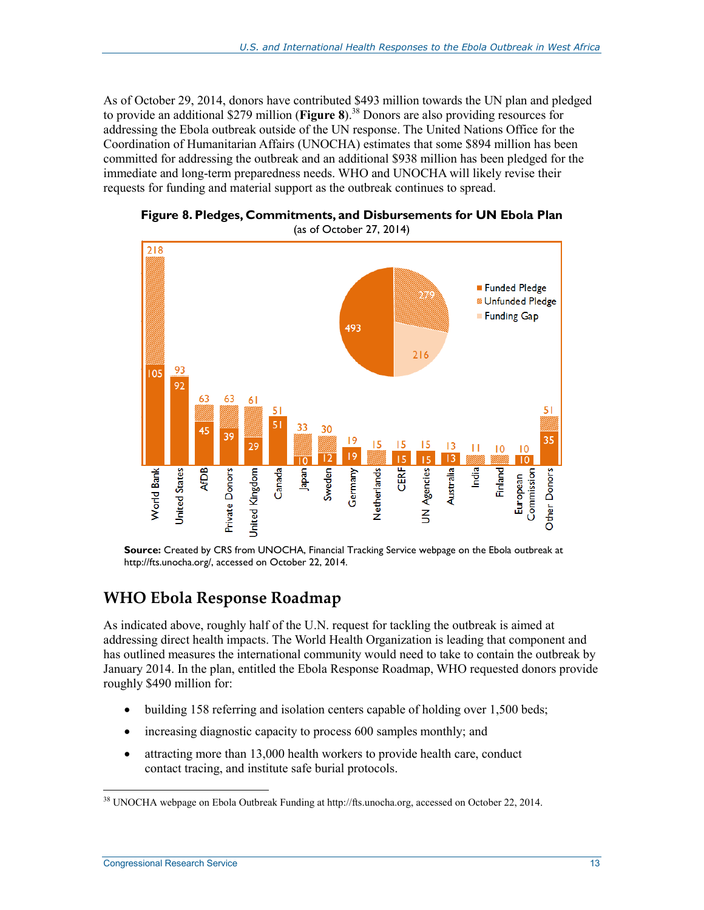As of October 29, 2014, donors have contributed $493 million towards the UN plan and pledged to provide an additional $279 million (**Figure 8**).[38] Donors are also providing resources for addressing the Ebola outbreak outside of the UN response. The United Nations Office for the Coordination of Humanitarian Affairs (UNOCHA) estimates that some $894 million has been committed for addressing the outbreak and an additional $938 million has been pledged for the immediate and long-term preparedness needs. WHO and UNOCHA will likely revise their requests for funding and material support as the outbreak continues to spread.

**Figure 8. Pledges, Commitments, and Disbursements for UN Ebola Plan**

(as of October 27, 2014)

| Donor | Funded Pledge | Total |
|---|---|---|
| World Bank | 105 | 218 |
| United States | 92 | 93 |
| AfDB | 45 | 63 |
| Private Donors | 39 | 63 |
| United Kingdom | 29 | 61 |
| Canada | 51 | 51 |
| Japan | 10 | 33 |
| Sweden | 12 | 30 |
| Germany | 19 | 19 |
| Netherlands | | 15 |
| CERF | 15 | 15 |
| UN Agencies | 15 | 15 |
| Australia | 13 | 13 |
| India | | 11 |
| Finland | | 10 |
| European Commission | 10 | 10 |
| Other Donors | 35 | 51 |

Pie chart: Funded Pledge 493; Unfunded Pledge 279; Funding Gap 216.

**Source:** Created by CRS from UNOCHA, Financial Tracking Service webpage on the Ebola outbreak at http://fts.unocha.org/, accessed on October 22, 2014.

## WHO Ebola Response Roadmap

As indicated above, roughly half of the U.N. request for tackling the outbreak is aimed at addressing direct health impacts. The World Health Organization is leading that component and has outlined measures the international community would need to take to contain the outbreak by January 2014. In the plan, entitled the Ebola Response Roadmap, WHO requested donors provide roughly $490 million for:

- building 158 referring and isolation centers capable of holding over 1,500 beds;
- increasing diagnostic capacity to process 600 samples monthly; and
- attracting more than 13,000 health workers to provide health care, conduct contact tracing, and institute safe burial protocols.

---

[38] UNOCHA webpage on Ebola Outbreak Funding at http://fts.unocha.org, accessed on October 22, 2014.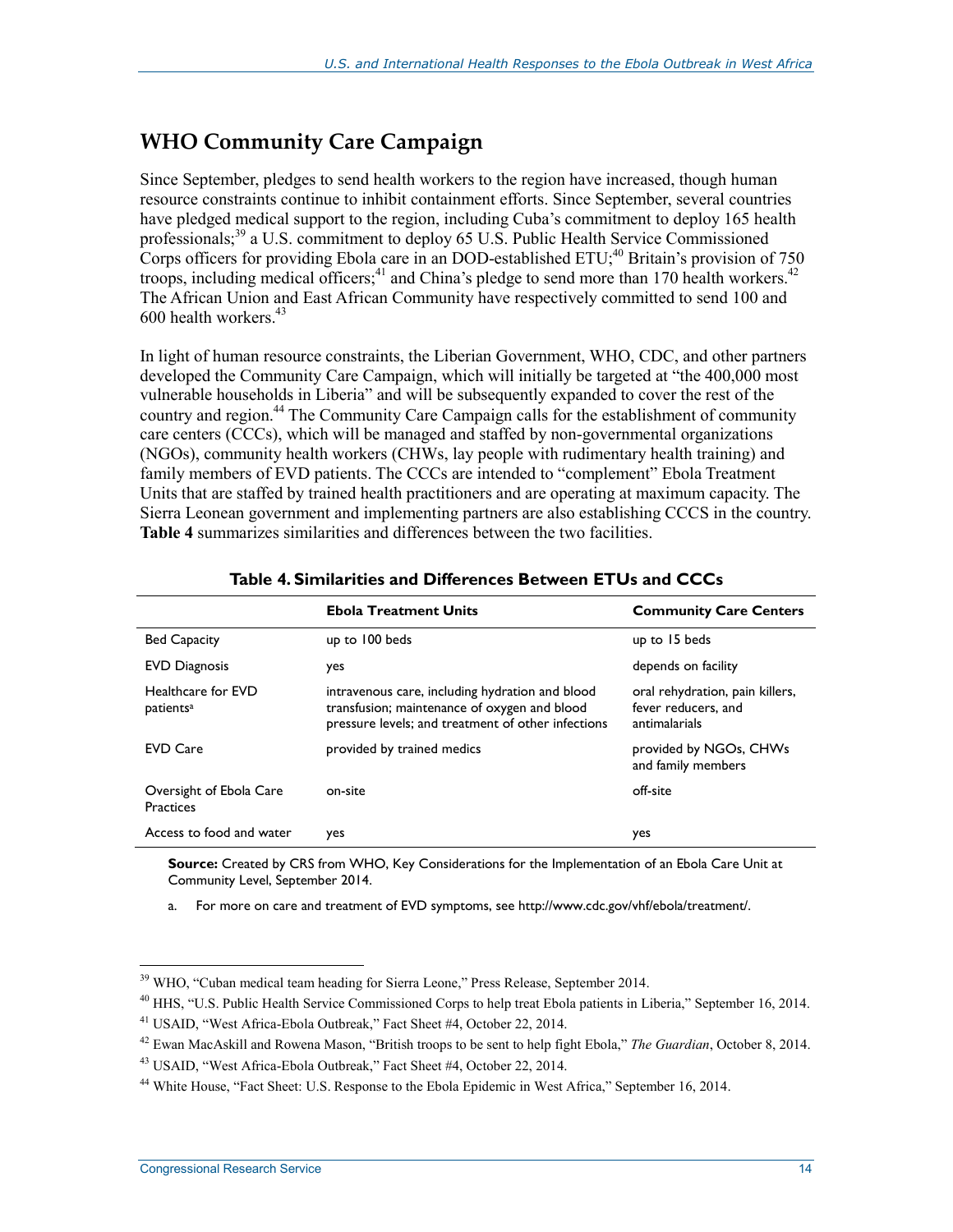## WHO Community Care Campaign

Since September, pledges to send health workers to the region have increased, though human resource constraints continue to inhibit containment efforts. Since September, several countries have pledged medical support to the region, including Cuba's commitment to deploy 165 health professionals;[39] a U.S. commitment to deploy 65 U.S. Public Health Service Commissioned Corps officers for providing Ebola care in an DOD-established ETU;[40] Britain's provision of 750 troops, including medical officers;[41] and China's pledge to send more than 170 health workers.[42] The African Union and East African Community have respectively committed to send 100 and 600 health workers.[43]

In light of human resource constraints, the Liberian Government, WHO, CDC, and other partners developed the Community Care Campaign, which will initially be targeted at "the 400,000 most vulnerable households in Liberia" and will be subsequently expanded to cover the rest of the country and region.[44] The Community Care Campaign calls for the establishment of community care centers (CCCs), which will be managed and staffed by non-governmental organizations (NGOs), community health workers (CHWs, lay people with rudimentary health training) and family members of EVD patients. The CCCs are intended to "complement" Ebola Treatment Units that are staffed by trained health practitioners and are operating at maximum capacity. The Sierra Leonean government and implementing partners are also establishing CCCS in the country. **Table 4** summarizes similarities and differences between the two facilities.

**Table 4. Similarities and Differences Between ETUs and CCCs**

| | Ebola Treatment Units | Community Care Centers |
|---|---|---|
| Bed Capacity | up to 100 beds | up to 15 beds |
| EVD Diagnosis | yes | depends on facility |
| Healthcare for EVD patients[a] | intravenous care, including hydration and blood transfusion; maintenance of oxygen and blood pressure levels; and treatment of other infections | oral rehydration, pain killers, fever reducers, and antimalarials |
| EVD Care | provided by trained medics | provided by NGOs, CHWs and family members |
| Oversight of Ebola Care Practices | on-site | off-site |
| Access to food and water | yes | yes |

**Source:** Created by CRS from WHO, Key Considerations for the Implementation of an Ebola Care Unit at Community Level, September 2014.

a. For more on care and treatment of EVD symptoms, see http://www.cdc.gov/vhf/ebola/treatment/.

---

[39] WHO, "Cuban medical team heading for Sierra Leone," Press Release, September 2014.

[40] HHS, "U.S. Public Health Service Commissioned Corps to help treat Ebola patients in Liberia," September 16, 2014.

[41] USAID, "West Africa-Ebola Outbreak," Fact Sheet #4, October 22, 2014.

[42] Ewan MacAskill and Rowena Mason, "British troops to be sent to help fight Ebola," *The Guardian*, October 8, 2014.

[43] USAID, "West Africa-Ebola Outbreak," Fact Sheet #4, October 22, 2014.

[44] White House, "Fact Sheet: U.S. Response to the Ebola Epidemic in West Africa," September 16, 2014.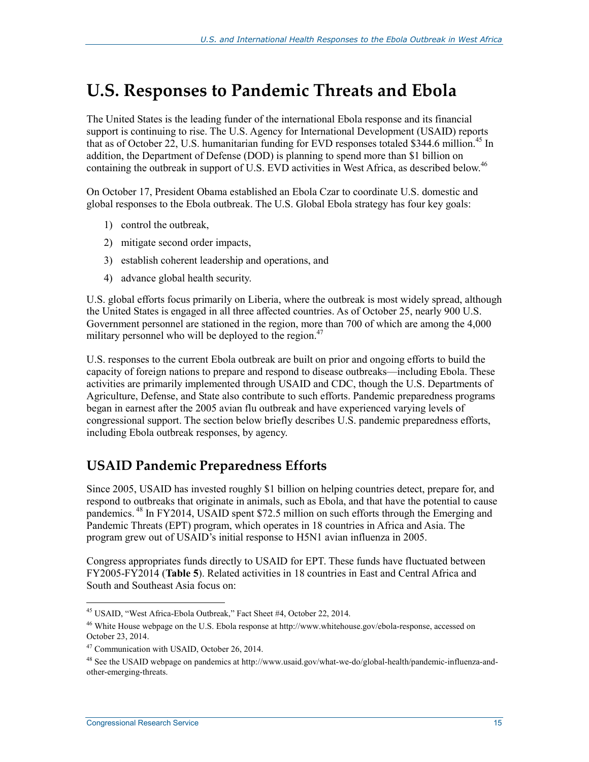# U.S. Responses to Pandemic Threats and Ebola

The United States is the leading funder of the international Ebola response and its financial support is continuing to rise. The U.S. Agency for International Development (USAID) reports that as of October 22, U.S. humanitarian funding for EVD responses totaled $344.6 million.[45] In addition, the Department of Defense (DOD) is planning to spend more than $1 billion on containing the outbreak in support of U.S. EVD activities in West Africa, as described below.[46]

On October 17, President Obama established an Ebola Czar to coordinate U.S. domestic and global responses to the Ebola outbreak. The U.S. Global Ebola strategy has four key goals:

1) control the outbreak,
2) mitigate second order impacts,
3) establish coherent leadership and operations, and
4) advance global health security.

U.S. global efforts focus primarily on Liberia, where the outbreak is most widely spread, although the United States is engaged in all three affected countries. As of October 25, nearly 900 U.S. Government personnel are stationed in the region, more than 700 of which are among the 4,000 military personnel who will be deployed to the region.[47]

U.S. responses to the current Ebola outbreak are built on prior and ongoing efforts to build the capacity of foreign nations to prepare and respond to disease outbreaks—including Ebola. These activities are primarily implemented through USAID and CDC, though the U.S. Departments of Agriculture, Defense, and State also contribute to such efforts. Pandemic preparedness programs began in earnest after the 2005 avian flu outbreak and have experienced varying levels of congressional support. The section below briefly describes U.S. pandemic preparedness efforts, including Ebola outbreak responses, by agency.

## USAID Pandemic Preparedness Efforts

Since 2005, USAID has invested roughly $1 billion on helping countries detect, prepare for, and respond to outbreaks that originate in animals, such as Ebola, and that have the potential to cause pandemics.[48] In FY2014, USAID spent $72.5 million on such efforts through the Emerging and Pandemic Threats (EPT) program, which operates in 18 countries in Africa and Asia. The program grew out of USAID's initial response to H5N1 avian influenza in 2005.

Congress appropriates funds directly to USAID for EPT. These funds have fluctuated between FY2005-FY2014 (**Table 5**). Related activities in 18 countries in East and Central Africa and South and Southeast Asia focus on:

---

[45] USAID, "West Africa-Ebola Outbreak," Fact Sheet #4, October 22, 2014.

[46] White House webpage on the U.S. Ebola response at http://www.whitehouse.gov/ebola-response, accessed on October 23, 2014.

[47] Communication with USAID, October 26, 2014.

[48] See the USAID webpage on pandemics at http://www.usaid.gov/what-we-do/global-health/pandemic-influenza-and-other-emerging-threats.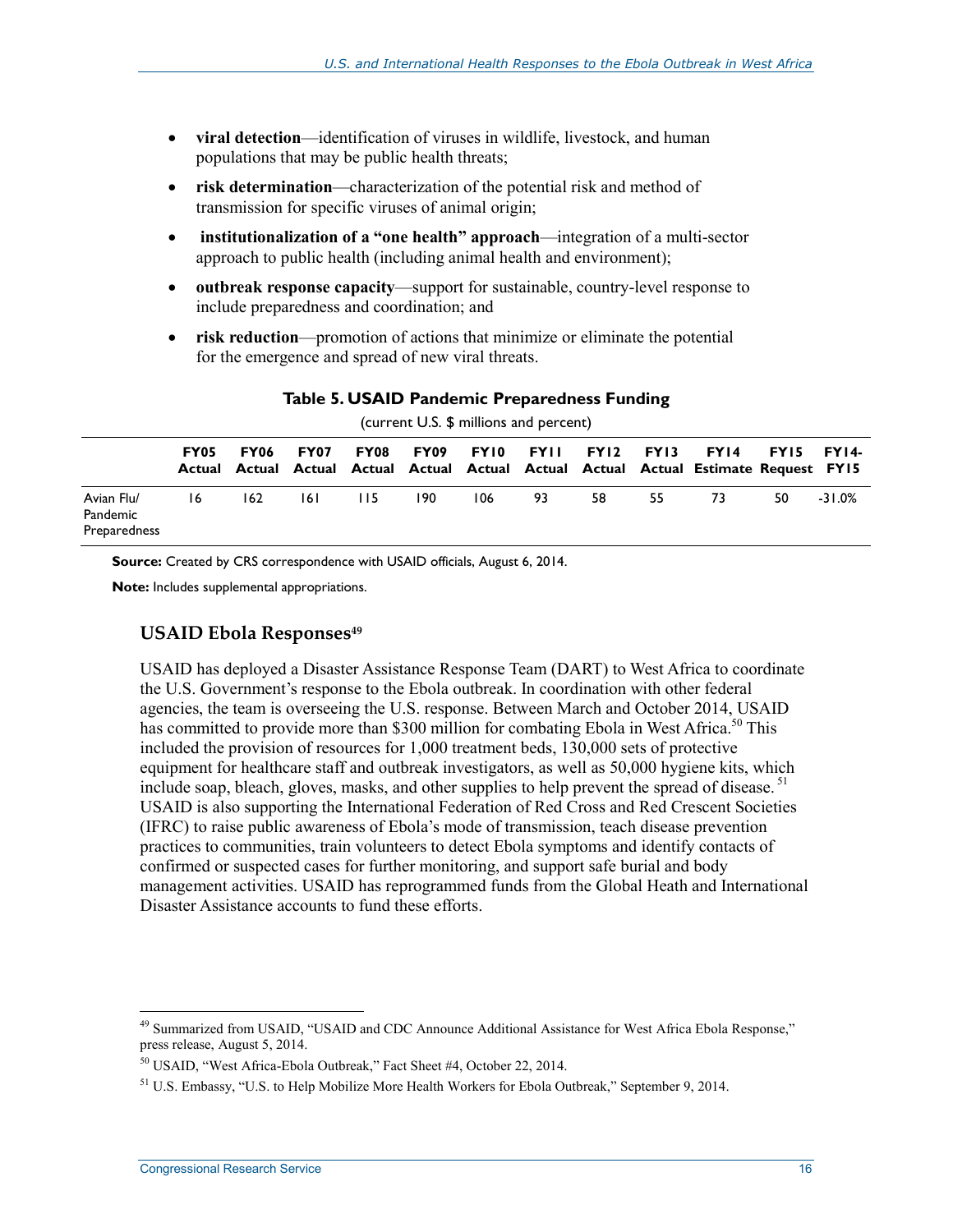- **viral detection**—identification of viruses in wildlife, livestock, and human populations that may be public health threats;
- **risk determination**—characterization of the potential risk and method of transmission for specific viruses of animal origin;
- **institutionalization of a "one health" approach**—integration of a multi-sector approach to public health (including animal health and environment);
- **outbreak response capacity**—support for sustainable, country-level response to include preparedness and coordination; and
- **risk reduction**—promotion of actions that minimize or eliminate the potential for the emergence and spread of new viral threats.

**Table 5. USAID Pandemic Preparedness Funding**

(current U.S. $ millions and percent)

| | FY05 Actual | FY06 Actual | FY07 Actual | FY08 Actual | FY09 Actual | FY10 Actual | FY11 Actual | FY12 Actual | FY13 Actual | FY14 Estimate | FY15 Request | FY14-FY15 |
|---|---|---|---|---|---|---|---|---|---|---|---|---|
| Avian Flu/ Pandemic Preparedness | 16 | 162 | 161 | 115 | 190 | 106 | 93 | 58 | 55 | 73 | 50 | -31.0% |

**Source:** Created by CRS correspondence with USAID officials, August 6, 2014.

**Note:** Includes supplemental appropriations.

## USAID Ebola Responses[49]

USAID has deployed a Disaster Assistance Response Team (DART) to West Africa to coordinate the U.S. Government's response to the Ebola outbreak. In coordination with other federal agencies, the team is overseeing the U.S. response. Between March and October 2014, USAID has committed to provide more than $300 million for combating Ebola in West Africa.[50] This included the provision of resources for 1,000 treatment beds, 130,000 sets of protective equipment for healthcare staff and outbreak investigators, as well as 50,000 hygiene kits, which include soap, bleach, gloves, masks, and other supplies to help prevent the spread of disease.[51] USAID is also supporting the International Federation of Red Cross and Red Crescent Societies (IFRC) to raise public awareness of Ebola's mode of transmission, teach disease prevention practices to communities, train volunteers to detect Ebola symptoms and identify contacts of confirmed or suspected cases for further monitoring, and support safe burial and body management activities. USAID has reprogrammed funds from the Global Heath and International Disaster Assistance accounts to fund these efforts.

---

[49] Summarized from USAID, "USAID and CDC Announce Additional Assistance for West Africa Ebola Response," press release, August 5, 2014.

[50] USAID, "West Africa-Ebola Outbreak," Fact Sheet #4, October 22, 2014.

[51] U.S. Embassy, "U.S. to Help Mobilize More Health Workers for Ebola Outbreak," September 9, 2014.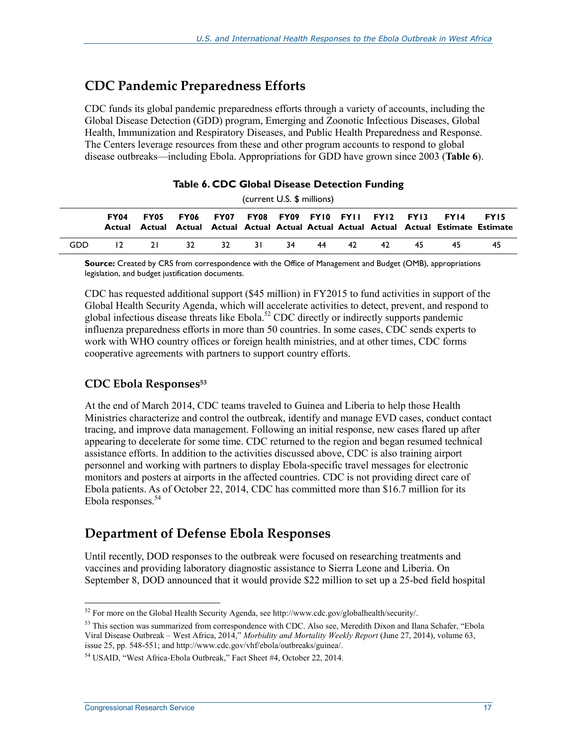## CDC Pandemic Preparedness Efforts

CDC funds its global pandemic preparedness efforts through a variety of accounts, including the Global Disease Detection (GDD) program, Emerging and Zoonotic Infectious Diseases, Global Health, Immunization and Respiratory Diseases, and Public Health Preparedness and Response. The Centers leverage resources from these and other program accounts to respond to global disease outbreaks—including Ebola. Appropriations for GDD have grown since 2003 (**Table 6**).

**Table 6. CDC Global Disease Detection Funding**

(current U.S. $ millions)

| | FY04 Actual | FY05 Actual | FY06 Actual | FY07 Actual | FY08 Actual | FY09 Actual | FY10 Actual | FY11 Actual | FY12 Actual | FY13 Actual | FY14 Estimate | FY15 Estimate |
|---|---|---|---|---|---|---|---|---|---|---|---|---|
| GDD | 12 | 21 | 32 | 32 | 31 | 34 | 44 | 42 | 42 | 45 | 45 | 45 |

**Source:** Created by CRS from correspondence with the Office of Management and Budget (OMB), appropriations legislation, and budget justification documents.

CDC has requested additional support ($45 million) in FY2015 to fund activities in support of the Global Health Security Agenda, which will accelerate activities to detect, prevent, and respond to global infectious disease threats like Ebola.[52] CDC directly or indirectly supports pandemic influenza preparedness efforts in more than 50 countries. In some cases, CDC sends experts to work with WHO country offices or foreign health ministries, and at other times, CDC forms cooperative agreements with partners to support country efforts.

### CDC Ebola Responses[53]

At the end of March 2014, CDC teams traveled to Guinea and Liberia to help those Health Ministries characterize and control the outbreak, identify and manage EVD cases, conduct contact tracing, and improve data management. Following an initial response, new cases flared up after appearing to decelerate for some time. CDC returned to the region and began resumed technical assistance efforts. In addition to the activities discussed above, CDC is also training airport personnel and working with partners to display Ebola-specific travel messages for electronic monitors and posters at airports in the affected countries. CDC is not providing direct care of Ebola patients. As of October 22, 2014, CDC has committed more than $16.7 million for its Ebola responses.[54]

## Department of Defense Ebola Responses

Until recently, DOD responses to the outbreak were focused on researching treatments and vaccines and providing laboratory diagnostic assistance to Sierra Leone and Liberia. On September 8, DOD announced that it would provide $22 million to set up a 25-bed field hospital

---

[52] For more on the Global Health Security Agenda, see http://www.cdc.gov/globalhealth/security/.

[53] This section was summarized from correspondence with CDC. Also see, Meredith Dixon and Ilana Schafer, "Ebola Viral Disease Outbreak – West Africa, 2014," *Morbidity and Mortality Weekly Report* (June 27, 2014), volume 63, issue 25, pp. 548-551; and http://www.cdc.gov/vhf/ebola/outbreaks/guinea/.

[54] USAID, "West Africa-Ebola Outbreak," Fact Sheet #4, October 22, 2014.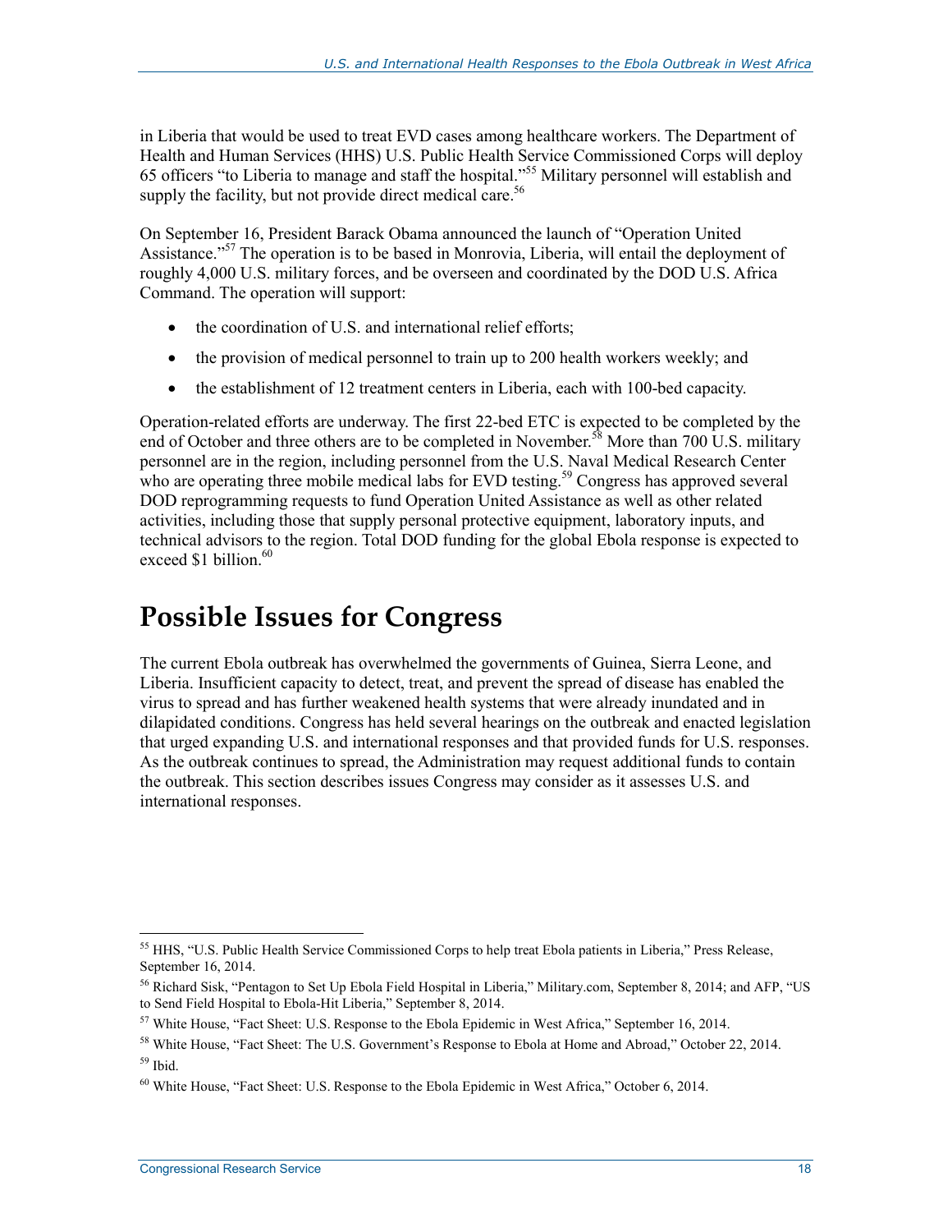in Liberia that would be used to treat EVD cases among healthcare workers. The Department of Health and Human Services (HHS) U.S. Public Health Service Commissioned Corps will deploy 65 officers "to Liberia to manage and staff the hospital."[55] Military personnel will establish and supply the facility, but not provide direct medical care.[56]

On September 16, President Barack Obama announced the launch of "Operation United Assistance."[57] The operation is to be based in Monrovia, Liberia, will entail the deployment of roughly 4,000 U.S. military forces, and be overseen and coordinated by the DOD U.S. Africa Command. The operation will support:

- the coordination of U.S. and international relief efforts;
- the provision of medical personnel to train up to 200 health workers weekly; and
- the establishment of 12 treatment centers in Liberia, each with 100-bed capacity.

Operation-related efforts are underway. The first 22-bed ETC is expected to be completed by the end of October and three others are to be completed in November.[58] More than 700 U.S. military personnel are in the region, including personnel from the U.S. Naval Medical Research Center who are operating three mobile medical labs for EVD testing.[59] Congress has approved several DOD reprogramming requests to fund Operation United Assistance as well as other related activities, including those that supply personal protective equipment, laboratory inputs, and technical advisors to the region. Total DOD funding for the global Ebola response is expected to exceed $1 billion.[60]

# Possible Issues for Congress

The current Ebola outbreak has overwhelmed the governments of Guinea, Sierra Leone, and Liberia. Insufficient capacity to detect, treat, and prevent the spread of disease has enabled the virus to spread and has further weakened health systems that were already inundated and in dilapidated conditions. Congress has held several hearings on the outbreak and enacted legislation that urged expanding U.S. and international responses and that provided funds for U.S. responses. As the outbreak continues to spread, the Administration may request additional funds to contain the outbreak. This section describes issues Congress may consider as it assesses U.S. and international responses.

---

[55] HHS, "U.S. Public Health Service Commissioned Corps to help treat Ebola patients in Liberia," Press Release, September 16, 2014.

[56] Richard Sisk, "Pentagon to Set Up Ebola Field Hospital in Liberia," Military.com, September 8, 2014; and AFP, "US to Send Field Hospital to Ebola-Hit Liberia," September 8, 2014.

[57] White House, "Fact Sheet: U.S. Response to the Ebola Epidemic in West Africa," September 16, 2014.

[58] White House, "Fact Sheet: The U.S. Government's Response to Ebola at Home and Abroad," October 22, 2014.

[59] Ibid.

[60] White House, "Fact Sheet: U.S. Response to the Ebola Epidemic in West Africa," October 6, 2014.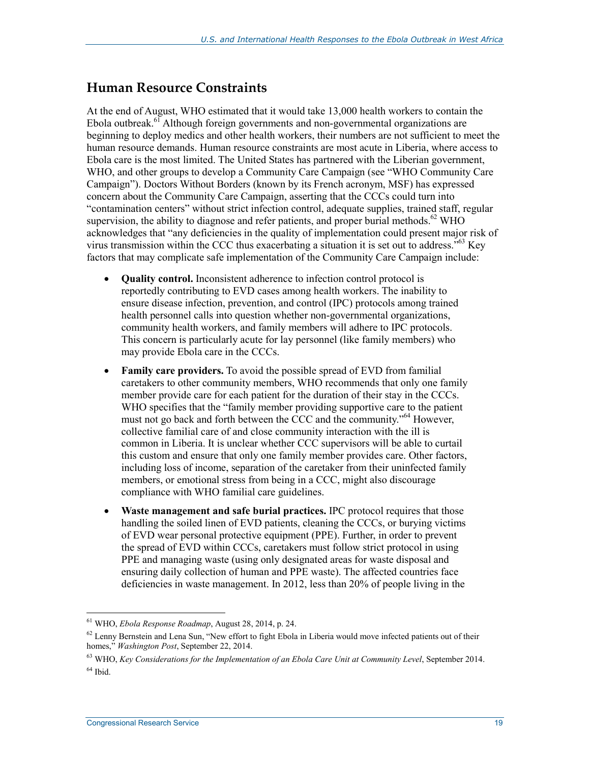## Human Resource Constraints

At the end of August, WHO estimated that it would take 13,000 health workers to contain the Ebola outbreak.[61] Although foreign governments and non-governmental organizations are beginning to deploy medics and other health workers, their numbers are not sufficient to meet the human resource demands. Human resource constraints are most acute in Liberia, where access to Ebola care is the most limited. The United States has partnered with the Liberian government, WHO, and other groups to develop a Community Care Campaign (see "WHO Community Care Campaign"). Doctors Without Borders (known by its French acronym, MSF) has expressed concern about the Community Care Campaign, asserting that the CCCs could turn into "contamination centers" without strict infection control, adequate supplies, trained staff, regular supervision, the ability to diagnose and refer patients, and proper burial methods.[62] WHO acknowledges that "any deficiencies in the quality of implementation could present major risk of virus transmission within the CCC thus exacerbating a situation it is set out to address."[63] Key factors that may complicate safe implementation of the Community Care Campaign include:

- **Quality control.** Inconsistent adherence to infection control protocol is reportedly contributing to EVD cases among health workers. The inability to ensure disease infection, prevention, and control (IPC) protocols among trained health personnel calls into question whether non-governmental organizations, community health workers, and family members will adhere to IPC protocols. This concern is particularly acute for lay personnel (like family members) who may provide Ebola care in the CCCs.
- **Family care providers.** To avoid the possible spread of EVD from familial caretakers to other community members, WHO recommends that only one family member provide care for each patient for the duration of their stay in the CCCs. WHO specifies that the "family member providing supportive care to the patient must not go back and forth between the CCC and the community."[64] However, collective familial care of and close community interaction with the ill is common in Liberia. It is unclear whether CCC supervisors will be able to curtail this custom and ensure that only one family member provides care. Other factors, including loss of income, separation of the caretaker from their uninfected family members, or emotional stress from being in a CCC, might also discourage compliance with WHO familial care guidelines.
- **Waste management and safe burial practices.** IPC protocol requires that those handling the soiled linen of EVD patients, cleaning the CCCs, or burying victims of EVD wear personal protective equipment (PPE). Further, in order to prevent the spread of EVD within CCCs, caretakers must follow strict protocol in using PPE and managing waste (using only designated areas for waste disposal and ensuring daily collection of human and PPE waste). The affected countries face deficiencies in waste management. In 2012, less than 20% of people living in the

---

[61] WHO, *Ebola Response Roadmap*, August 28, 2014, p. 24.

[62] Lenny Bernstein and Lena Sun, "New effort to fight Ebola in Liberia would move infected patients out of their homes," *Washington Post*, September 22, 2014.

[63] WHO, *Key Considerations for the Implementation of an Ebola Care Unit at Community Level*, September 2014.

[64] Ibid.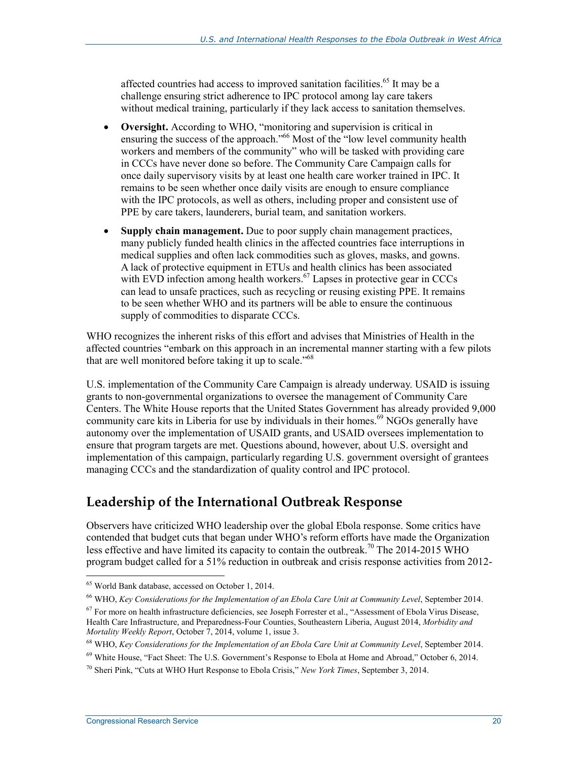affected countries had access to improved sanitation facilities.[65] It may be a challenge ensuring strict adherence to IPC protocol among lay care takers without medical training, particularly if they lack access to sanitation themselves.

- **Oversight.** According to WHO, "monitoring and supervision is critical in ensuring the success of the approach."[66] Most of the "low level community health workers and members of the community" who will be tasked with providing care in CCCs have never done so before. The Community Care Campaign calls for once daily supervisory visits by at least one health care worker trained in IPC. It remains to be seen whether once daily visits are enough to ensure compliance with the IPC protocols, as well as others, including proper and consistent use of PPE by care takers, launderers, burial team, and sanitation workers.
- **Supply chain management.** Due to poor supply chain management practices, many publicly funded health clinics in the affected countries face interruptions in medical supplies and often lack commodities such as gloves, masks, and gowns. A lack of protective equipment in ETUs and health clinics has been associated with EVD infection among health workers.[67] Lapses in protective gear in CCCs can lead to unsafe practices, such as recycling or reusing existing PPE. It remains to be seen whether WHO and its partners will be able to ensure the continuous supply of commodities to disparate CCCs.

WHO recognizes the inherent risks of this effort and advises that Ministries of Health in the affected countries "embark on this approach in an incremental manner starting with a few pilots that are well monitored before taking it up to scale."[68]

U.S. implementation of the Community Care Campaign is already underway. USAID is issuing grants to non-governmental organizations to oversee the management of Community Care Centers. The White House reports that the United States Government has already provided 9,000 community care kits in Liberia for use by individuals in their homes.[69] NGOs generally have autonomy over the implementation of USAID grants, and USAID oversees implementation to ensure that program targets are met. Questions abound, however, about U.S. oversight and implementation of this campaign, particularly regarding U.S. government oversight of grantees managing CCCs and the standardization of quality control and IPC protocol.

## Leadership of the International Outbreak Response

Observers have criticized WHO leadership over the global Ebola response. Some critics have contended that budget cuts that began under WHO's reform efforts have made the Organization less effective and have limited its capacity to contain the outbreak.[70] The 2014-2015 WHO program budget called for a 51% reduction in outbreak and crisis response activities from 2012-

---

[65] World Bank database, accessed on October 1, 2014.

[66] WHO, *Key Considerations for the Implementation of an Ebola Care Unit at Community Level*, September 2014.

[67] For more on health infrastructure deficiencies, see Joseph Forrester et al., "Assessment of Ebola Virus Disease, Health Care Infrastructure, and Preparedness-Four Counties, Southeastern Liberia, August 2014, *Morbidity and Mortality Weekly Report*, October 7, 2014, volume 1, issue 3.

[68] WHO, *Key Considerations for the Implementation of an Ebola Care Unit at Community Level*, September 2014.

[69] White House, "Fact Sheet: The U.S. Government's Response to Ebola at Home and Abroad," October 6, 2014.

[70] Sheri Pink, "Cuts at WHO Hurt Response to Ebola Crisis," *New York Times*, September 3, 2014.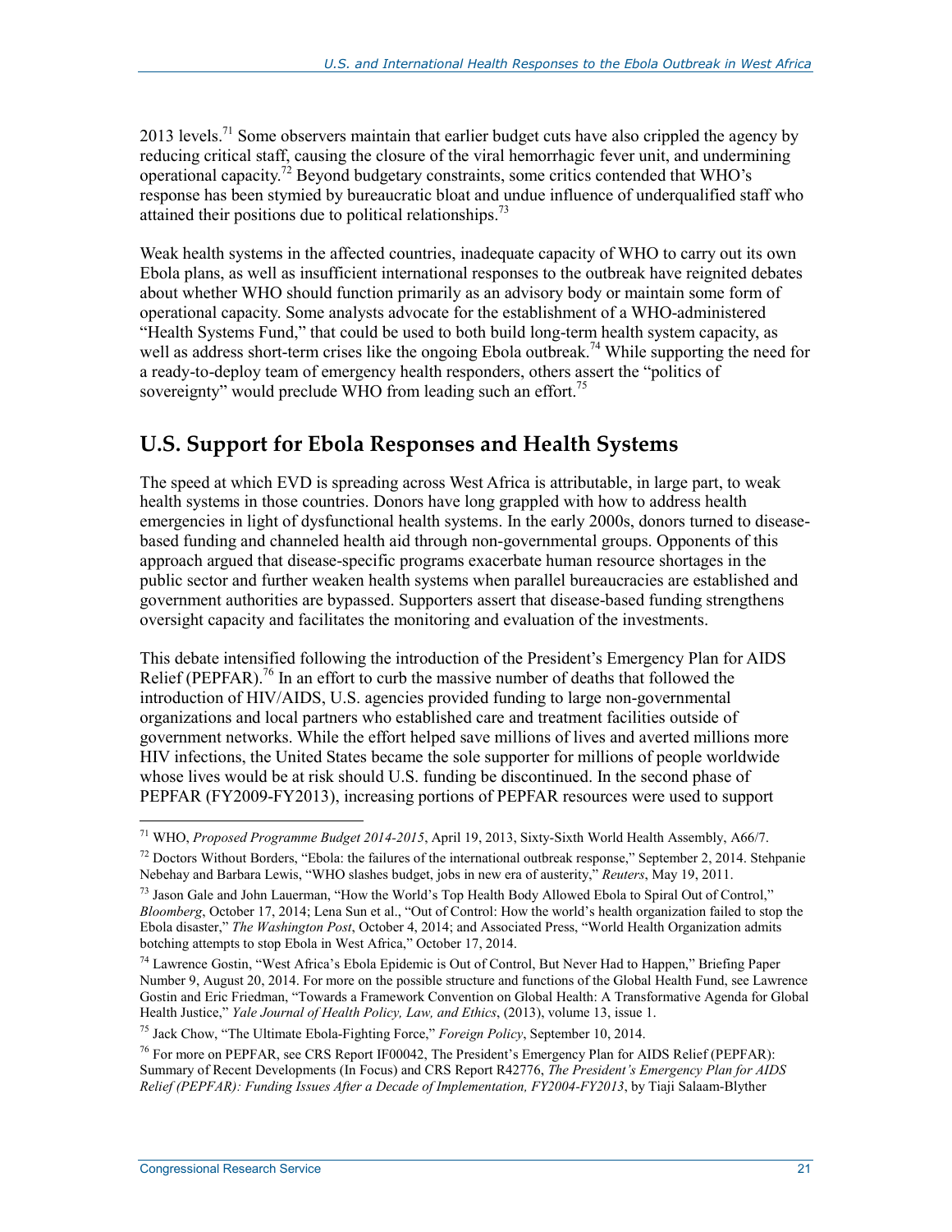2013 levels.[71] Some observers maintain that earlier budget cuts have also crippled the agency by reducing critical staff, causing the closure of the viral hemorrhagic fever unit, and undermining operational capacity.[72] Beyond budgetary constraints, some critics contended that WHO's response has been stymied by bureaucratic bloat and undue influence of underqualified staff who attained their positions due to political relationships.[73]

Weak health systems in the affected countries, inadequate capacity of WHO to carry out its own Ebola plans, as well as insufficient international responses to the outbreak have reignited debates about whether WHO should function primarily as an advisory body or maintain some form of operational capacity. Some analysts advocate for the establishment of a WHO-administered "Health Systems Fund," that could be used to both build long-term health system capacity, as well as address short-term crises like the ongoing Ebola outbreak.[74] While supporting the need for a ready-to-deploy team of emergency health responders, others assert the "politics of sovereignty" would preclude WHO from leading such an effort.[75]

## U.S. Support for Ebola Responses and Health Systems

The speed at which EVD is spreading across West Africa is attributable, in large part, to weak health systems in those countries. Donors have long grappled with how to address health emergencies in light of dysfunctional health systems. In the early 2000s, donors turned to disease-based funding and channeled health aid through non-governmental groups. Opponents of this approach argued that disease-specific programs exacerbate human resource shortages in the public sector and further weaken health systems when parallel bureaucracies are established and government authorities are bypassed. Supporters assert that disease-based funding strengthens oversight capacity and facilitates the monitoring and evaluation of the investments.

This debate intensified following the introduction of the President's Emergency Plan for AIDS Relief (PEPFAR).[76] In an effort to curb the massive number of deaths that followed the introduction of HIV/AIDS, U.S. agencies provided funding to large non-governmental organizations and local partners who established care and treatment facilities outside of government networks. While the effort helped save millions of lives and averted millions more HIV infections, the United States became the sole supporter for millions of people worldwide whose lives would be at risk should U.S. funding be discontinued. In the second phase of PEPFAR (FY2009-FY2013), increasing portions of PEPFAR resources were used to support

---

[71] WHO, *Proposed Programme Budget 2014-2015*, April 19, 2013, Sixty-Sixth World Health Assembly, A66/7.

[72] Doctors Without Borders, "Ebola: the failures of the international outbreak response," September 2, 2014. Stehpanie Nebehay and Barbara Lewis, "WHO slashes budget, jobs in new era of austerity," *Reuters*, May 19, 2011.

[73] Jason Gale and John Lauerman, "How the World's Top Health Body Allowed Ebola to Spiral Out of Control," *Bloomberg*, October 17, 2014; Lena Sun et al., "Out of Control: How the world's health organization failed to stop the Ebola disaster," *The Washington Post*, October 4, 2014; and Associated Press, "World Health Organization admits botching attempts to stop Ebola in West Africa," October 17, 2014.

[74] Lawrence Gostin, "West Africa's Ebola Epidemic is Out of Control, But Never Had to Happen," Briefing Paper Number 9, August 20, 2014. For more on the possible structure and functions of the Global Health Fund, see Lawrence Gostin and Eric Friedman, "Towards a Framework Convention on Global Health: A Transformative Agenda for Global Health Justice," *Yale Journal of Health Policy, Law, and Ethics*, (2013), volume 13, issue 1.

[75] Jack Chow, "The Ultimate Ebola-Fighting Force," *Foreign Policy*, September 10, 2014.

[76] For more on PEPFAR, see CRS Report IF00042, The President's Emergency Plan for AIDS Relief (PEPFAR): Summary of Recent Developments (In Focus) and CRS Report R42776, *The President's Emergency Plan for AIDS Relief (PEPFAR): Funding Issues After a Decade of Implementation, FY2004-FY2013*, by Tiaji Salaam-Blyther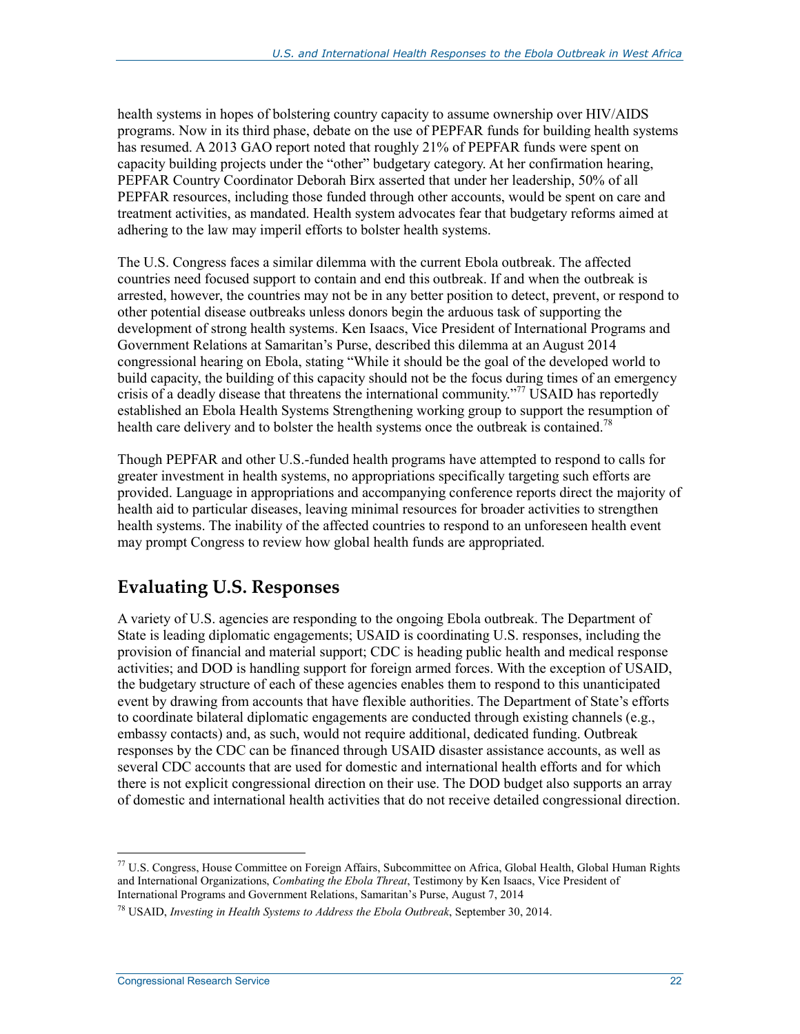health systems in hopes of bolstering country capacity to assume ownership over HIV/AIDS programs. Now in its third phase, debate on the use of PEPFAR funds for building health systems has resumed. A 2013 GAO report noted that roughly 21% of PEPFAR funds were spent on capacity building projects under the "other" budgetary category. At her confirmation hearing, PEPFAR Country Coordinator Deborah Birx asserted that under her leadership, 50% of all PEPFAR resources, including those funded through other accounts, would be spent on care and treatment activities, as mandated. Health system advocates fear that budgetary reforms aimed at adhering to the law may imperil efforts to bolster health systems.

The U.S. Congress faces a similar dilemma with the current Ebola outbreak. The affected countries need focused support to contain and end this outbreak. If and when the outbreak is arrested, however, the countries may not be in any better position to detect, prevent, or respond to other potential disease outbreaks unless donors begin the arduous task of supporting the development of strong health systems. Ken Isaacs, Vice President of International Programs and Government Relations at Samaritan's Purse, described this dilemma at an August 2014 congressional hearing on Ebola, stating "While it should be the goal of the developed world to build capacity, the building of this capacity should not be the focus during times of an emergency crisis of a deadly disease that threatens the international community."[77] USAID has reportedly established an Ebola Health Systems Strengthening working group to support the resumption of health care delivery and to bolster the health systems once the outbreak is contained.[78]

Though PEPFAR and other U.S.-funded health programs have attempted to respond to calls for greater investment in health systems, no appropriations specifically targeting such efforts are provided. Language in appropriations and accompanying conference reports direct the majority of health aid to particular diseases, leaving minimal resources for broader activities to strengthen health systems. The inability of the affected countries to respond to an unforeseen health event may prompt Congress to review how global health funds are appropriated.

## Evaluating U.S. Responses

A variety of U.S. agencies are responding to the ongoing Ebola outbreak. The Department of State is leading diplomatic engagements; USAID is coordinating U.S. responses, including the provision of financial and material support; CDC is heading public health and medical response activities; and DOD is handling support for foreign armed forces. With the exception of USAID, the budgetary structure of each of these agencies enables them to respond to this unanticipated event by drawing from accounts that have flexible authorities. The Department of State's efforts to coordinate bilateral diplomatic engagements are conducted through existing channels (e.g., embassy contacts) and, as such, would not require additional, dedicated funding. Outbreak responses by the CDC can be financed through USAID disaster assistance accounts, as well as several CDC accounts that are used for domestic and international health efforts and for which there is not explicit congressional direction on their use. The DOD budget also supports an array of domestic and international health activities that do not receive detailed congressional direction.

---

[77] U.S. Congress, House Committee on Foreign Affairs, Subcommittee on Africa, Global Health, Global Human Rights and International Organizations, *Combating the Ebola Threat*, Testimony by Ken Isaacs, Vice President of International Programs and Government Relations, Samaritan's Purse, August 7, 2014

[78] USAID, *Investing in Health Systems to Address the Ebola Outbreak*, September 30, 2014.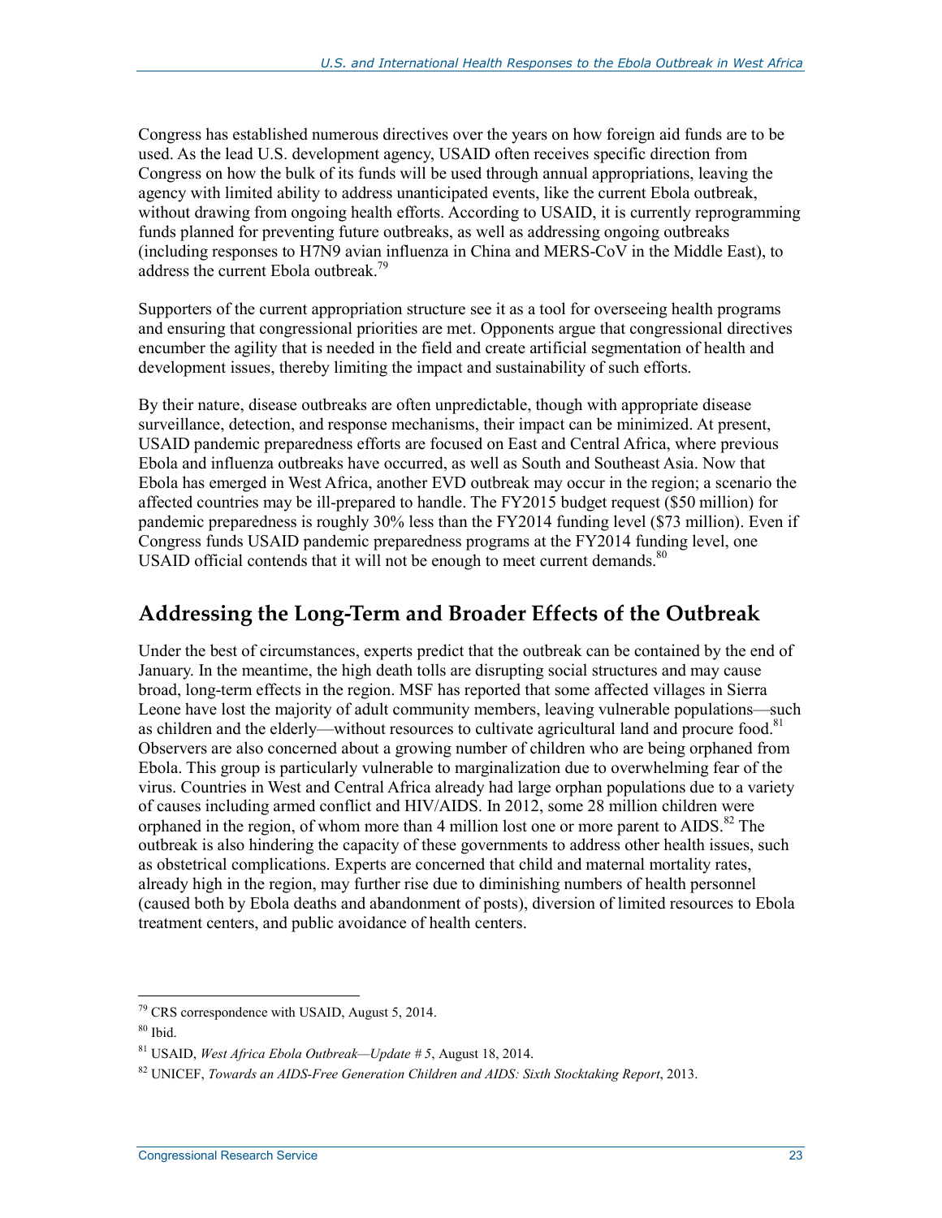Congress has established numerous directives over the years on how foreign aid funds are to be used. As the lead U.S. development agency, USAID often receives specific direction from Congress on how the bulk of its funds will be used through annual appropriations, leaving the agency with limited ability to address unanticipated events, like the current Ebola outbreak, without drawing from ongoing health efforts. According to USAID, it is currently reprogramming funds planned for preventing future outbreaks, as well as addressing ongoing outbreaks (including responses to H7N9 avian influenza in China and MERS-CoV in the Middle East), to address the current Ebola outbreak.[79]

Supporters of the current appropriation structure see it as a tool for overseeing health programs and ensuring that congressional priorities are met. Opponents argue that congressional directives encumber the agility that is needed in the field and create artificial segmentation of health and development issues, thereby limiting the impact and sustainability of such efforts.

By their nature, disease outbreaks are often unpredictable, though with appropriate disease surveillance, detection, and response mechanisms, their impact can be minimized. At present, USAID pandemic preparedness efforts are focused on East and Central Africa, where previous Ebola and influenza outbreaks have occurred, as well as South and Southeast Asia. Now that Ebola has emerged in West Africa, another EVD outbreak may occur in the region; a scenario the affected countries may be ill-prepared to handle. The FY2015 budget request ($50 million) for pandemic preparedness is roughly 30% less than the FY2014 funding level ($73 million). Even if Congress funds USAID pandemic preparedness programs at the FY2014 funding level, one USAID official contends that it will not be enough to meet current demands.[80]

## Addressing the Long-Term and Broader Effects of the Outbreak

Under the best of circumstances, experts predict that the outbreak can be contained by the end of January. In the meantime, the high death tolls are disrupting social structures and may cause broad, long-term effects in the region. MSF has reported that some affected villages in Sierra Leone have lost the majority of adult community members, leaving vulnerable populations—such as children and the elderly—without resources to cultivate agricultural land and procure food.[81] Observers are also concerned about a growing number of children who are being orphaned from Ebola. This group is particularly vulnerable to marginalization due to overwhelming fear of the virus. Countries in West and Central Africa already had large orphan populations due to a variety of causes including armed conflict and HIV/AIDS. In 2012, some 28 million children were orphaned in the region, of whom more than 4 million lost one or more parent to AIDS.[82] The outbreak is also hindering the capacity of these governments to address other health issues, such as obstetrical complications. Experts are concerned that child and maternal mortality rates, already high in the region, may further rise due to diminishing numbers of health personnel (caused both by Ebola deaths and abandonment of posts), diversion of limited resources to Ebola treatment centers, and public avoidance of health centers.

---

[79] CRS correspondence with USAID, August 5, 2014.

[80] Ibid.

[81] USAID, *West Africa Ebola Outbreak—Update # 5*, August 18, 2014.

[82] UNICEF, *Towards an AIDS-Free Generation Children and AIDS: Sixth Stocktaking Report*, 2013.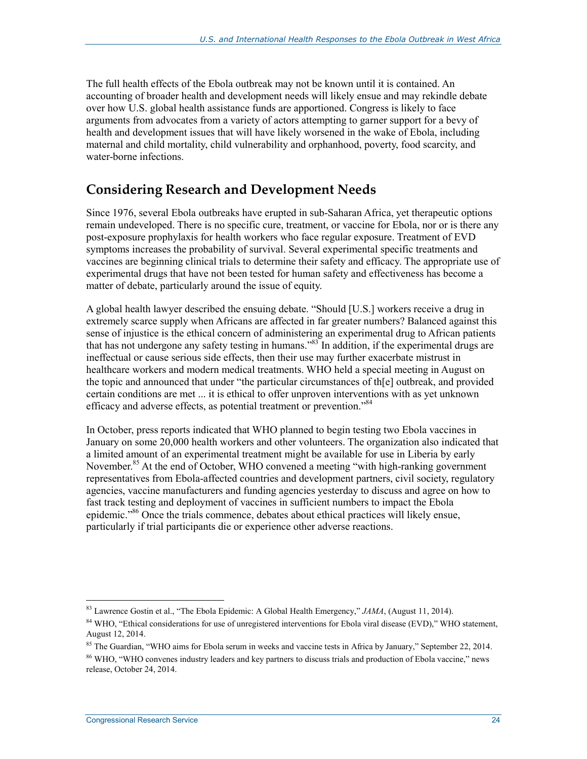The full health effects of the Ebola outbreak may not be known until it is contained. An accounting of broader health and development needs will likely ensue and may rekindle debate over how U.S. global health assistance funds are apportioned. Congress is likely to face arguments from advocates from a variety of actors attempting to garner support for a bevy of health and development issues that will have likely worsened in the wake of Ebola, including maternal and child mortality, child vulnerability and orphanhood, poverty, food scarcity, and water-borne infections.

## Considering Research and Development Needs

Since 1976, several Ebola outbreaks have erupted in sub-Saharan Africa, yet therapeutic options remain undeveloped. There is no specific cure, treatment, or vaccine for Ebola, nor or is there any post-exposure prophylaxis for health workers who face regular exposure. Treatment of EVD symptoms increases the probability of survival. Several experimental specific treatments and vaccines are beginning clinical trials to determine their safety and efficacy. The appropriate use of experimental drugs that have not been tested for human safety and effectiveness has become a matter of debate, particularly around the issue of equity.

A global health lawyer described the ensuing debate. "Should [U.S.] workers receive a drug in extremely scarce supply when Africans are affected in far greater numbers? Balanced against this sense of injustice is the ethical concern of administering an experimental drug to African patients that has not undergone any safety testing in humans."[83] In addition, if the experimental drugs are ineffectual or cause serious side effects, then their use may further exacerbate mistrust in healthcare workers and modern medical treatments. WHO held a special meeting in August on the topic and announced that under "the particular circumstances of th[e] outbreak, and provided certain conditions are met ... it is ethical to offer unproven interventions with as yet unknown efficacy and adverse effects, as potential treatment or prevention."[84]

In October, press reports indicated that WHO planned to begin testing two Ebola vaccines in January on some 20,000 health workers and other volunteers. The organization also indicated that a limited amount of an experimental treatment might be available for use in Liberia by early November.[85] At the end of October, WHO convened a meeting "with high-ranking government representatives from Ebola-affected countries and development partners, civil society, regulatory agencies, vaccine manufacturers and funding agencies yesterday to discuss and agree on how to fast track testing and deployment of vaccines in sufficient numbers to impact the Ebola epidemic."[86] Once the trials commence, debates about ethical practices will likely ensue, particularly if trial participants die or experience other adverse reactions.

---

[83] Lawrence Gostin et al., "The Ebola Epidemic: A Global Health Emergency," *JAMA*, (August 11, 2014).

[84] WHO, "Ethical considerations for use of unregistered interventions for Ebola viral disease (EVD)," WHO statement, August 12, 2014.

[85] The Guardian, "WHO aims for Ebola serum in weeks and vaccine tests in Africa by January," September 22, 2014.

[86] WHO, "WHO convenes industry leaders and key partners to discuss trials and production of Ebola vaccine," news release, October 24, 2014.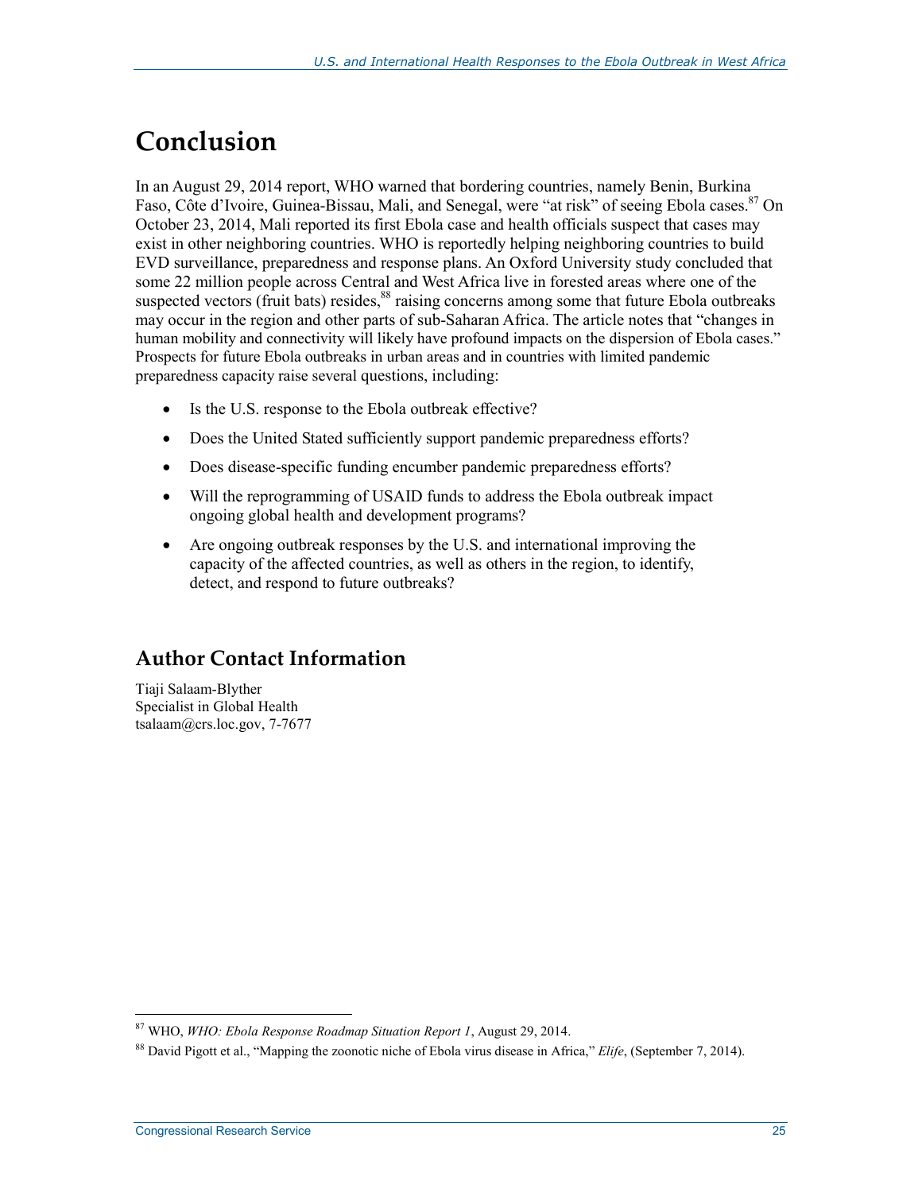# Conclusion

In an August 29, 2014 report, WHO warned that bordering countries, namely Benin, Burkina Faso, Côte d'Ivoire, Guinea-Bissau, Mali, and Senegal, were "at risk" of seeing Ebola cases.[87] On October 23, 2014, Mali reported its first Ebola case and health officials suspect that cases may exist in other neighboring countries. WHO is reportedly helping neighboring countries to build EVD surveillance, preparedness and response plans. An Oxford University study concluded that some 22 million people across Central and West Africa live in forested areas where one of the suspected vectors (fruit bats) resides,[88] raising concerns among some that future Ebola outbreaks may occur in the region and other parts of sub-Saharan Africa. The article notes that "changes in human mobility and connectivity will likely have profound impacts on the dispersion of Ebola cases." Prospects for future Ebola outbreaks in urban areas and in countries with limited pandemic preparedness capacity raise several questions, including:

- Is the U.S. response to the Ebola outbreak effective?
- Does the United Stated sufficiently support pandemic preparedness efforts?
- Does disease-specific funding encumber pandemic preparedness efforts?
- Will the reprogramming of USAID funds to address the Ebola outbreak impact ongoing global health and development programs?
- Are ongoing outbreak responses by the U.S. and international improving the capacity of the affected countries, as well as others in the region, to identify, detect, and respond to future outbreaks?

## Author Contact Information

Tiaji Salaam-Blyther
Specialist in Global Health
tsalaam@crs.loc.gov, 7-7677

---

[87] WHO, *WHO: Ebola Response Roadmap Situation Report 1*, August 29, 2014.

[88] David Pigott et al., "Mapping the zoonotic niche of Ebola virus disease in Africa," *Elife*, (September 7, 2014).